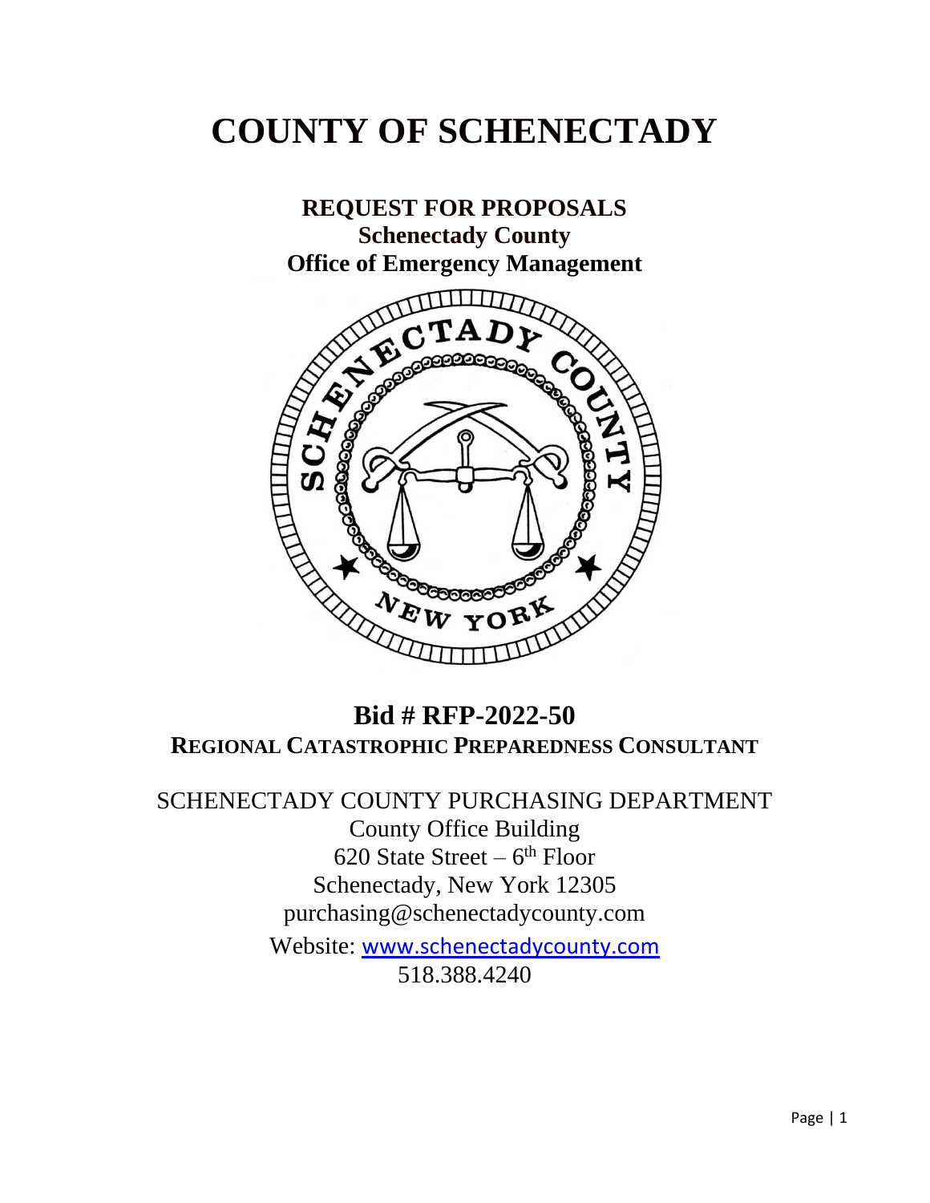# COUNTY OF SCHENECTADY

## REQUEST FOR PROPOSALS
**Schenectady County**
**Office of Emergency Management**

## Bid # RFP-2022-50
**REGIONAL CATASTROPHIC PREPAREDNESS CONSULTANT**

SCHENECTADY COUNTY PURCHASING DEPARTMENT
County Office Building
620 State Street – 6th Floor
Schenectady, New York 12305
purchasing@schenectadycounty.com
Website: www.schenectadycounty.com
518.388.4240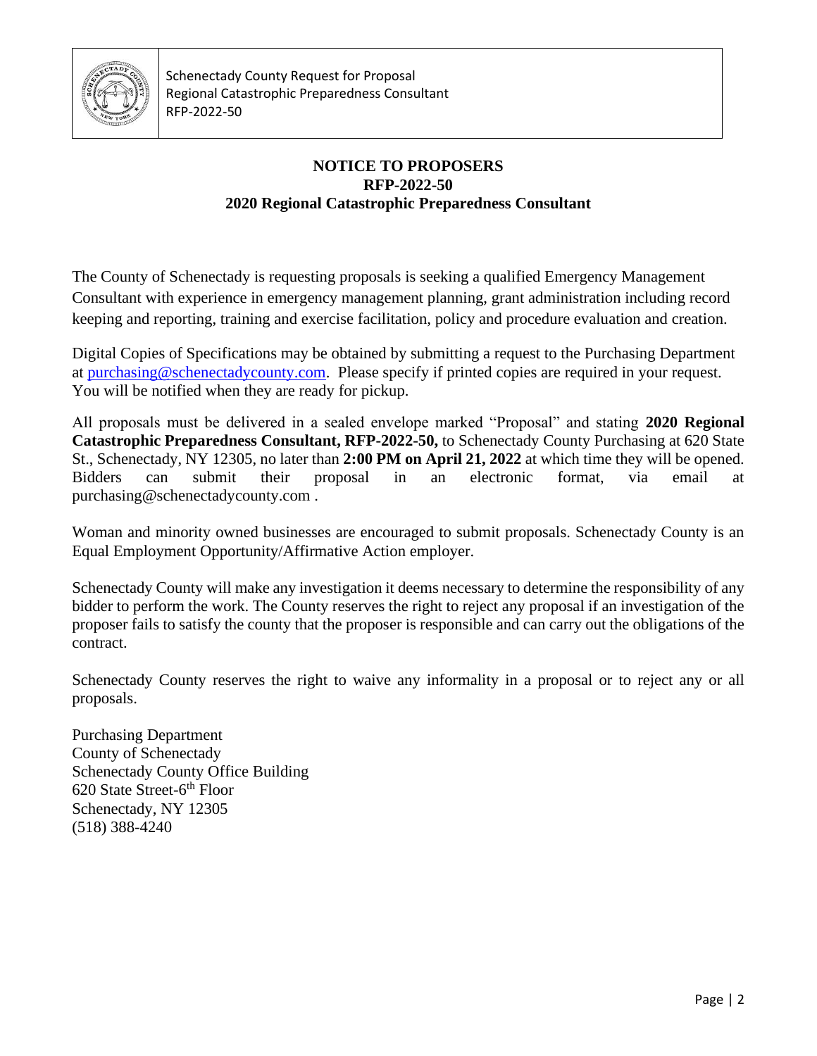## NOTICE TO PROPOSERS
## RFP-2022-50
## 2020 Regional Catastrophic Preparedness Consultant

The County of Schenectady is requesting proposals is seeking a qualified Emergency Management Consultant with experience in emergency management planning, grant administration including record keeping and reporting, training and exercise facilitation, policy and procedure evaluation and creation.

Digital Copies of Specifications may be obtained by submitting a request to the Purchasing Department at purchasing@schenectadycounty.com. Please specify if printed copies are required in your request. You will be notified when they are ready for pickup.

All proposals must be delivered in a sealed envelope marked "Proposal" and stating **2020 Regional Catastrophic Preparedness Consultant, RFP-2022-50,** to Schenectady County Purchasing at 620 State St., Schenectady, NY 12305, no later than **2:00 PM on April 21, 2022** at which time they will be opened. Bidders can submit their proposal in an electronic format, via email at purchasing@schenectadycounty.com .

Woman and minority owned businesses are encouraged to submit proposals. Schenectady County is an Equal Employment Opportunity/Affirmative Action employer.

Schenectady County will make any investigation it deems necessary to determine the responsibility of any bidder to perform the work. The County reserves the right to reject any proposal if an investigation of the proposer fails to satisfy the county that the proposer is responsible and can carry out the obligations of the contract.

Schenectady County reserves the right to waive any informality in a proposal or to reject any or all proposals.

Purchasing Department
County of Schenectady
Schenectady County Office Building
620 State Street-6th Floor
Schenectady, NY 12305
(518) 388-4240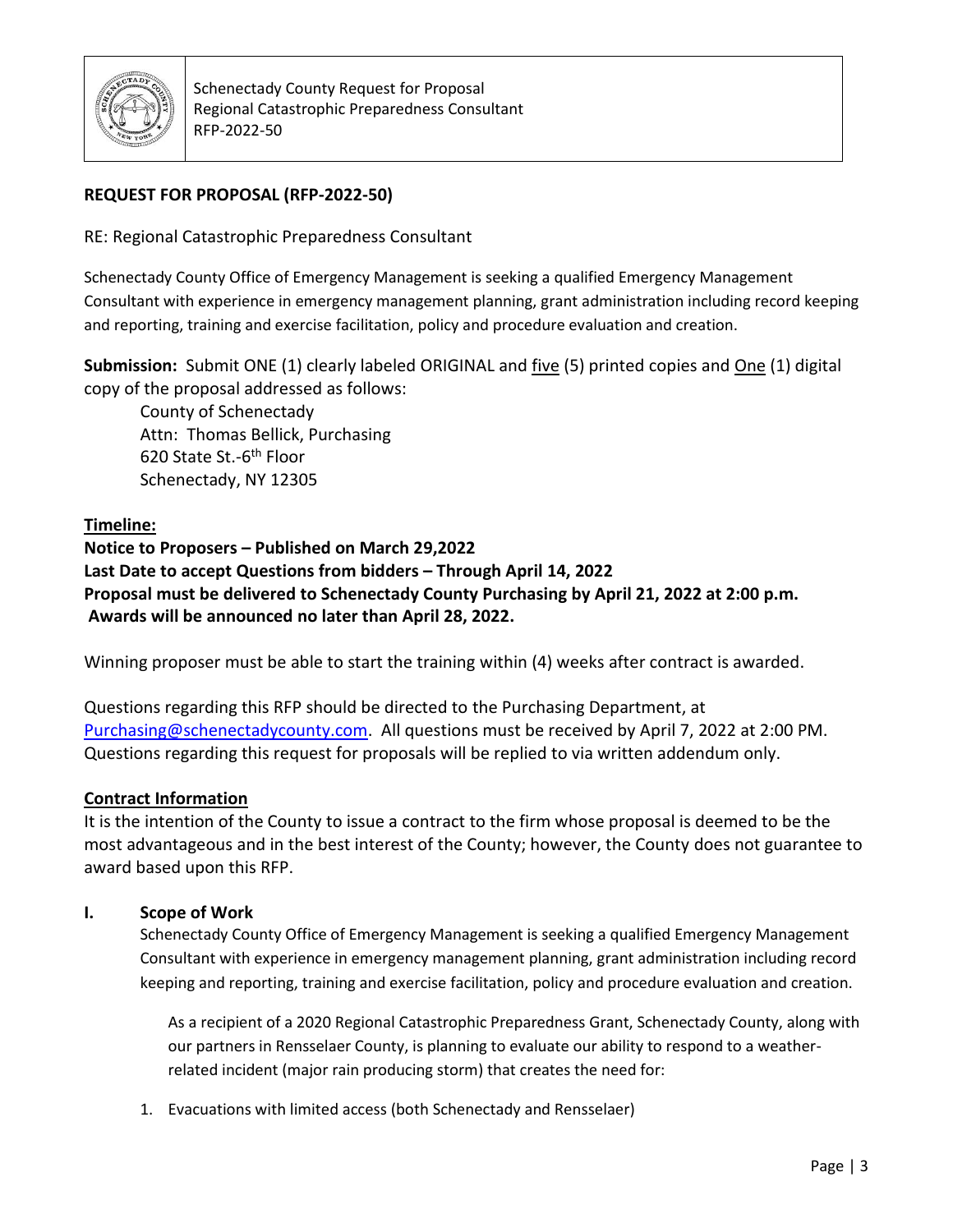**REQUEST FOR PROPOSAL (RFP-2022-50)**

RE: Regional Catastrophic Preparedness Consultant

Schenectady County Office of Emergency Management is seeking a qualified Emergency Management Consultant with experience in emergency management planning, grant administration including record keeping and reporting, training and exercise facilitation, policy and procedure evaluation and creation.

**Submission:** Submit ONE (1) clearly labeled ORIGINAL and five (5) printed copies and One (1) digital copy of the proposal addressed as follows:

County of Schenectady
Attn: Thomas Bellick, Purchasing
620 State St.-6th Floor
Schenectady, NY 12305

**Timeline:**

**Notice to Proposers – Published on March 29,2022**
**Last Date to accept Questions from bidders – Through April 14, 2022**
**Proposal must be delivered to Schenectady County Purchasing by April 21, 2022 at 2:00 p.m.**
**Awards will be announced no later than April 28, 2022.**

Winning proposer must be able to start the training within (4) weeks after contract is awarded.

Questions regarding this RFP should be directed to the Purchasing Department, at Purchasing@schenectadycounty.com. All questions must be received by April 7, 2022 at 2:00 PM. Questions regarding this request for proposals will be replied to via written addendum only.

**Contract Information**

It is the intention of the County to issue a contract to the firm whose proposal is deemed to be the most advantageous and in the best interest of the County; however, the County does not guarantee to award based upon this RFP.

## I. Scope of Work

Schenectady County Office of Emergency Management is seeking a qualified Emergency Management Consultant with experience in emergency management planning, grant administration including record keeping and reporting, training and exercise facilitation, policy and procedure evaluation and creation.

As a recipient of a 2020 Regional Catastrophic Preparedness Grant, Schenectady County, along with our partners in Rensselaer County, is planning to evaluate our ability to respond to a weather-related incident (major rain producing storm) that creates the need for:

1. Evacuations with limited access (both Schenectady and Rensselaer)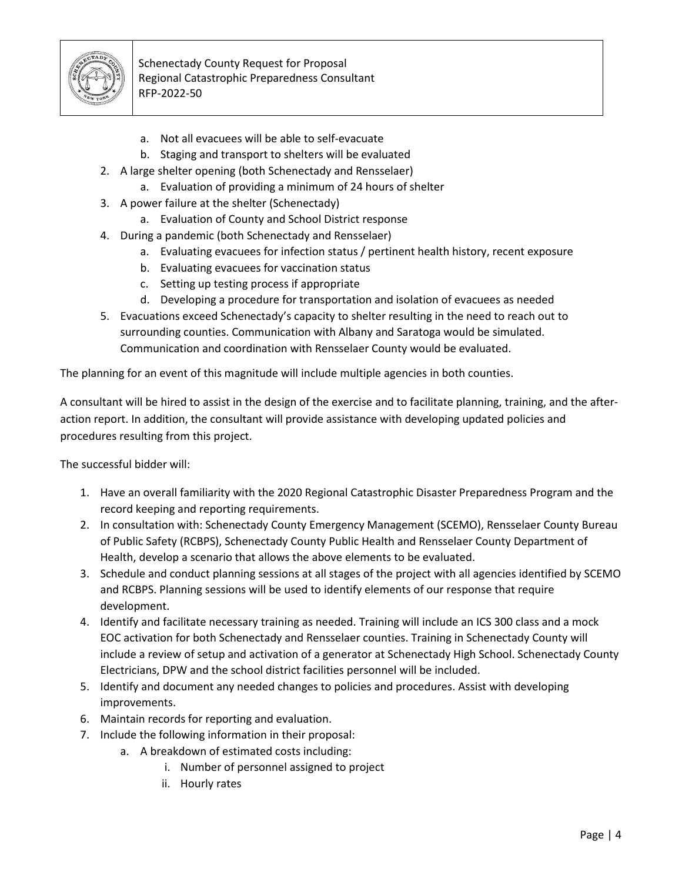a. Not all evacuees will be able to self-evacuate
   b. Staging and transport to shelters will be evaluated
2. A large shelter opening (both Schenectady and Rensselaer)
   a. Evaluation of providing a minimum of 24 hours of shelter
3. A power failure at the shelter (Schenectady)
   a. Evaluation of County and School District response
4. During a pandemic (both Schenectady and Rensselaer)
   a. Evaluating evacuees for infection status / pertinent health history, recent exposure
   b. Evaluating evacuees for vaccination status
   c. Setting up testing process if appropriate
   d. Developing a procedure for transportation and isolation of evacuees as needed
5. Evacuations exceed Schenectady's capacity to shelter resulting in the need to reach out to surrounding counties. Communication with Albany and Saratoga would be simulated. Communication and coordination with Rensselaer County would be evaluated.

The planning for an event of this magnitude will include multiple agencies in both counties.

A consultant will be hired to assist in the design of the exercise and to facilitate planning, training, and the after-action report. In addition, the consultant will provide assistance with developing updated policies and procedures resulting from this project.

The successful bidder will:

1. Have an overall familiarity with the 2020 Regional Catastrophic Disaster Preparedness Program and the record keeping and reporting requirements.
2. In consultation with: Schenectady County Emergency Management (SCEMO), Rensselaer County Bureau of Public Safety (RCBPS), Schenectady County Public Health and Rensselaer County Department of Health, develop a scenario that allows the above elements to be evaluated.
3. Schedule and conduct planning sessions at all stages of the project with all agencies identified by SCEMO and RCBPS. Planning sessions will be used to identify elements of our response that require development.
4. Identify and facilitate necessary training as needed. Training will include an ICS 300 class and a mock EOC activation for both Schenectady and Rensselaer counties. Training in Schenectady County will include a review of setup and activation of a generator at Schenectady High School. Schenectady County Electricians, DPW and the school district facilities personnel will be included.
5. Identify and document any needed changes to policies and procedures. Assist with developing improvements.
6. Maintain records for reporting and evaluation.
7. Include the following information in their proposal:
   a. A breakdown of estimated costs including:
      i. Number of personnel assigned to project
      ii. Hourly rates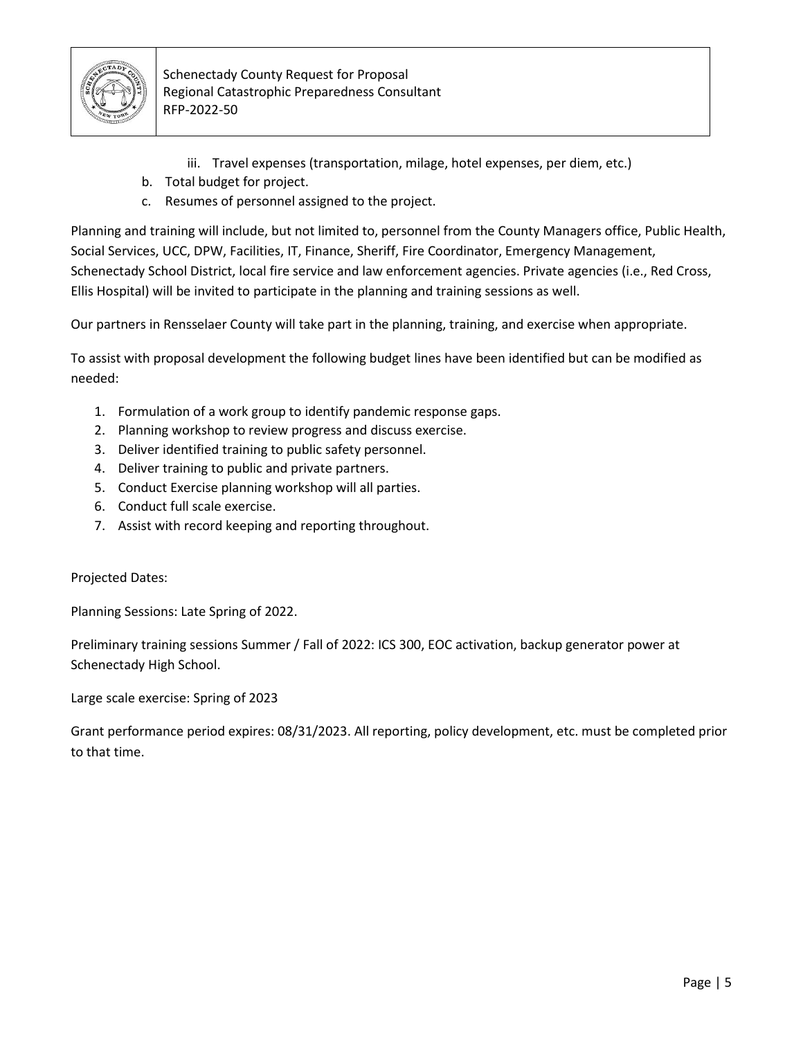iii. Travel expenses (transportation, milage, hotel expenses, per diem, etc.)

   b. Total budget for project.
   c. Resumes of personnel assigned to the project.

Planning and training will include, but not limited to, personnel from the County Managers office, Public Health, Social Services, UCC, DPW, Facilities, IT, Finance, Sheriff, Fire Coordinator, Emergency Management, Schenectady School District, local fire service and law enforcement agencies. Private agencies (i.e., Red Cross, Ellis Hospital) will be invited to participate in the planning and training sessions as well.

Our partners in Rensselaer County will take part in the planning, training, and exercise when appropriate.

To assist with proposal development the following budget lines have been identified but can be modified as needed:

1. Formulation of a work group to identify pandemic response gaps.
2. Planning workshop to review progress and discuss exercise.
3. Deliver identified training to public safety personnel.
4. Deliver training to public and private partners.
5. Conduct Exercise planning workshop will all parties.
6. Conduct full scale exercise.
7. Assist with record keeping and reporting throughout.

Projected Dates:

Planning Sessions: Late Spring of 2022.

Preliminary training sessions Summer / Fall of 2022: ICS 300, EOC activation, backup generator power at Schenectady High School.

Large scale exercise: Spring of 2023

Grant performance period expires: 08/31/2023. All reporting, policy development, etc. must be completed prior to that time.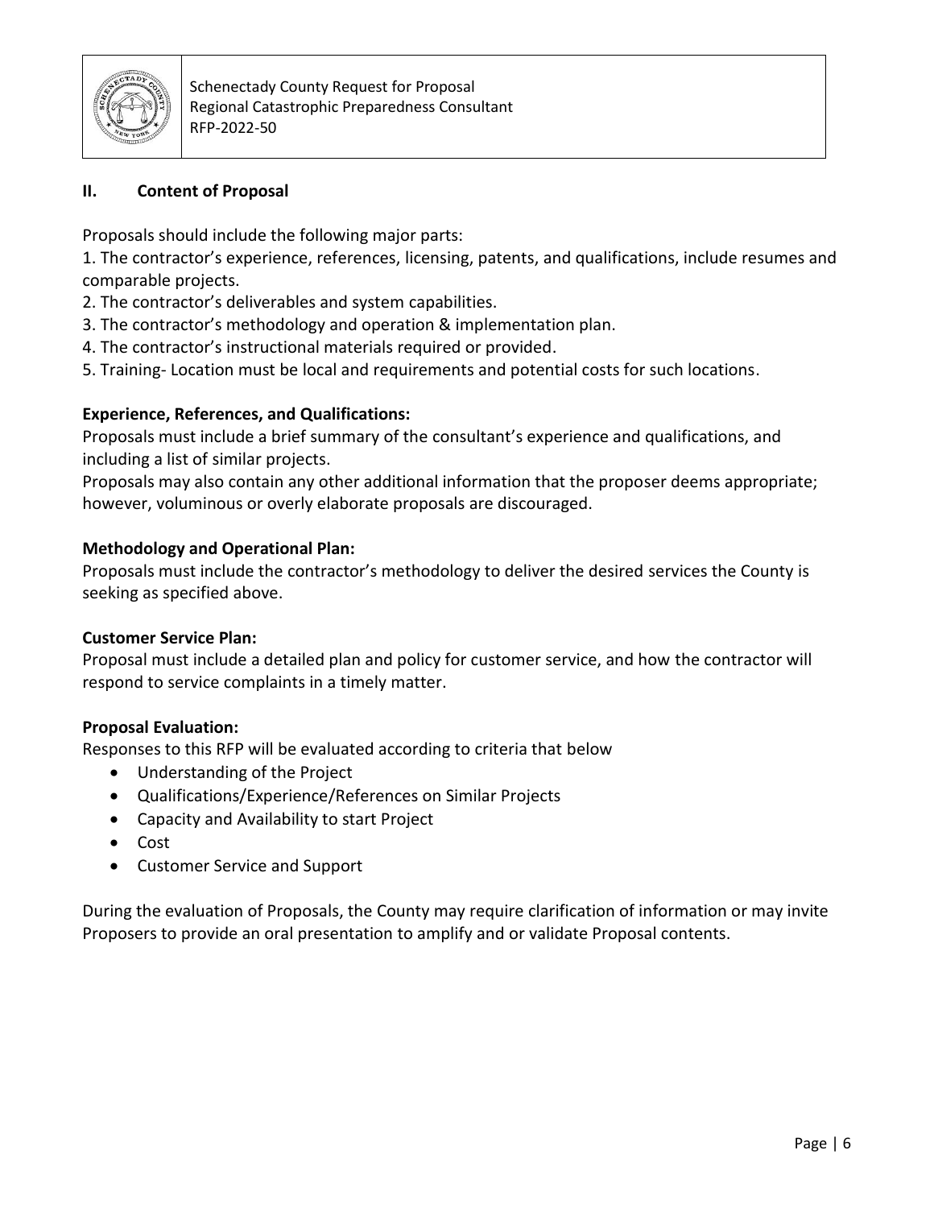## II. Content of Proposal

Proposals should include the following major parts:

1. The contractor's experience, references, licensing, patents, and qualifications, include resumes and comparable projects.
2. The contractor's deliverables and system capabilities.
3. The contractor's methodology and operation & implementation plan.
4. The contractor's instructional materials required or provided.
5. Training- Location must be local and requirements and potential costs for such locations.

**Experience, References, and Qualifications:**

Proposals must include a brief summary of the consultant's experience and qualifications, and including a list of similar projects.

Proposals may also contain any other additional information that the proposer deems appropriate; however, voluminous or overly elaborate proposals are discouraged.

**Methodology and Operational Plan:**

Proposals must include the contractor's methodology to deliver the desired services the County is seeking as specified above.

**Customer Service Plan:**

Proposal must include a detailed plan and policy for customer service, and how the contractor will respond to service complaints in a timely matter.

**Proposal Evaluation:**

Responses to this RFP will be evaluated according to criteria that below

- Understanding of the Project
- Qualifications/Experience/References on Similar Projects
- Capacity and Availability to start Project
- Cost
- Customer Service and Support

During the evaluation of Proposals, the County may require clarification of information or may invite Proposers to provide an oral presentation to amplify and or validate Proposal contents.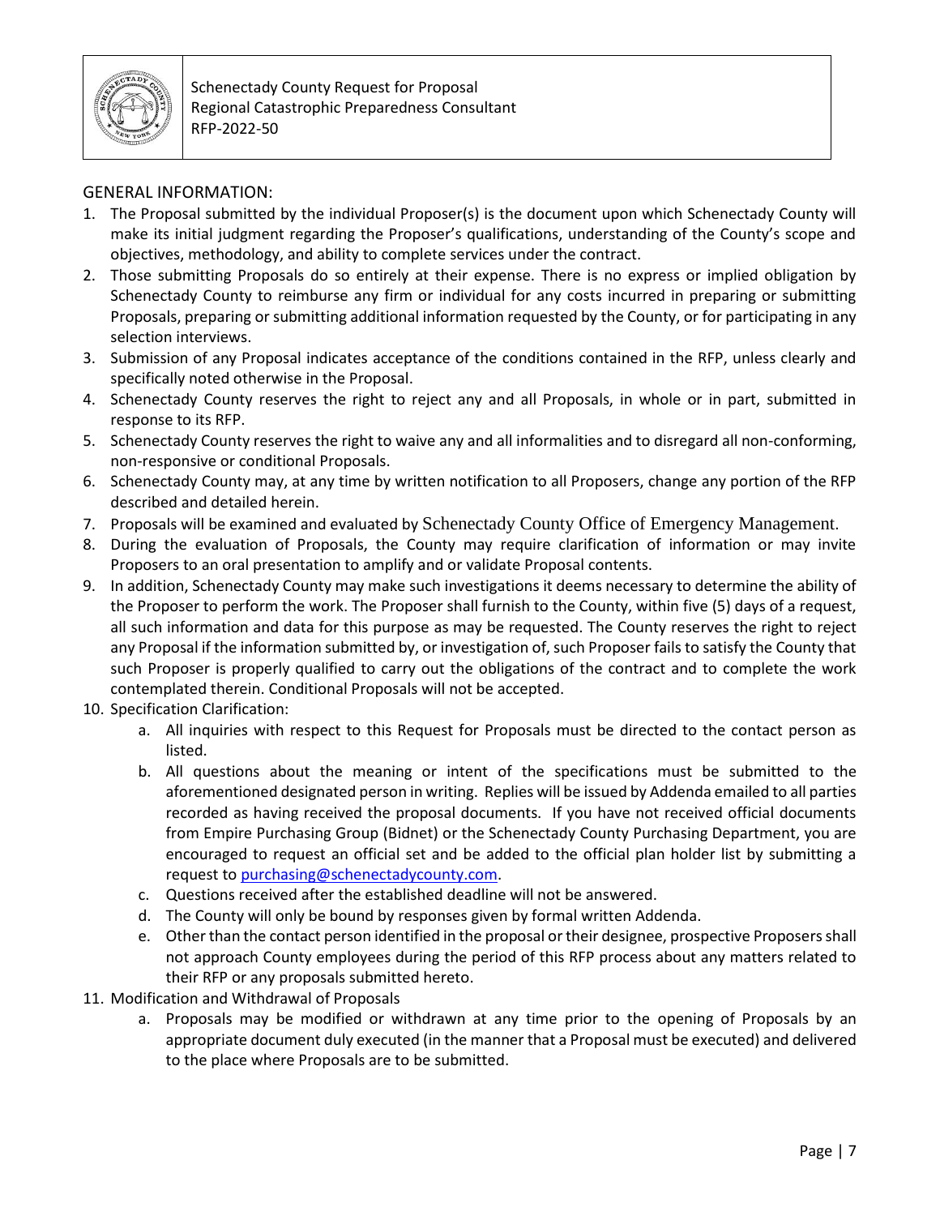## GENERAL INFORMATION:

1. The Proposal submitted by the individual Proposer(s) is the document upon which Schenectady County will make its initial judgment regarding the Proposer's qualifications, understanding of the County's scope and objectives, methodology, and ability to complete services under the contract.
2. Those submitting Proposals do so entirely at their expense. There is no express or implied obligation by Schenectady County to reimburse any firm or individual for any costs incurred in preparing or submitting Proposals, preparing or submitting additional information requested by the County, or for participating in any selection interviews.
3. Submission of any Proposal indicates acceptance of the conditions contained in the RFP, unless clearly and specifically noted otherwise in the Proposal.
4. Schenectady County reserves the right to reject any and all Proposals, in whole or in part, submitted in response to its RFP.
5. Schenectady County reserves the right to waive any and all informalities and to disregard all non-conforming, non-responsive or conditional Proposals.
6. Schenectady County may, at any time by written notification to all Proposers, change any portion of the RFP described and detailed herein.
7. Proposals will be examined and evaluated by Schenectady County Office of Emergency Management.
8. During the evaluation of Proposals, the County may require clarification of information or may invite Proposers to an oral presentation to amplify and or validate Proposal contents.
9. In addition, Schenectady County may make such investigations it deems necessary to determine the ability of the Proposer to perform the work. The Proposer shall furnish to the County, within five (5) days of a request, all such information and data for this purpose as may be requested. The County reserves the right to reject any Proposal if the information submitted by, or investigation of, such Proposer fails to satisfy the County that such Proposer is properly qualified to carry out the obligations of the contract and to complete the work contemplated therein. Conditional Proposals will not be accepted.
10. Specification Clarification:
    a. All inquiries with respect to this Request for Proposals must be directed to the contact person as listed.
    b. All questions about the meaning or intent of the specifications must be submitted to the aforementioned designated person in writing. Replies will be issued by Addenda emailed to all parties recorded as having received the proposal documents. If you have not received official documents from Empire Purchasing Group (Bidnet) or the Schenectady County Purchasing Department, you are encouraged to request an official set and be added to the official plan holder list by submitting a request to purchasing@schenectadycounty.com.
    c. Questions received after the established deadline will not be answered.
    d. The County will only be bound by responses given by formal written Addenda.
    e. Other than the contact person identified in the proposal or their designee, prospective Proposers shall not approach County employees during the period of this RFP process about any matters related to their RFP or any proposals submitted hereto.
11. Modification and Withdrawal of Proposals
    a. Proposals may be modified or withdrawn at any time prior to the opening of Proposals by an appropriate document duly executed (in the manner that a Proposal must be executed) and delivered to the place where Proposals are to be submitted.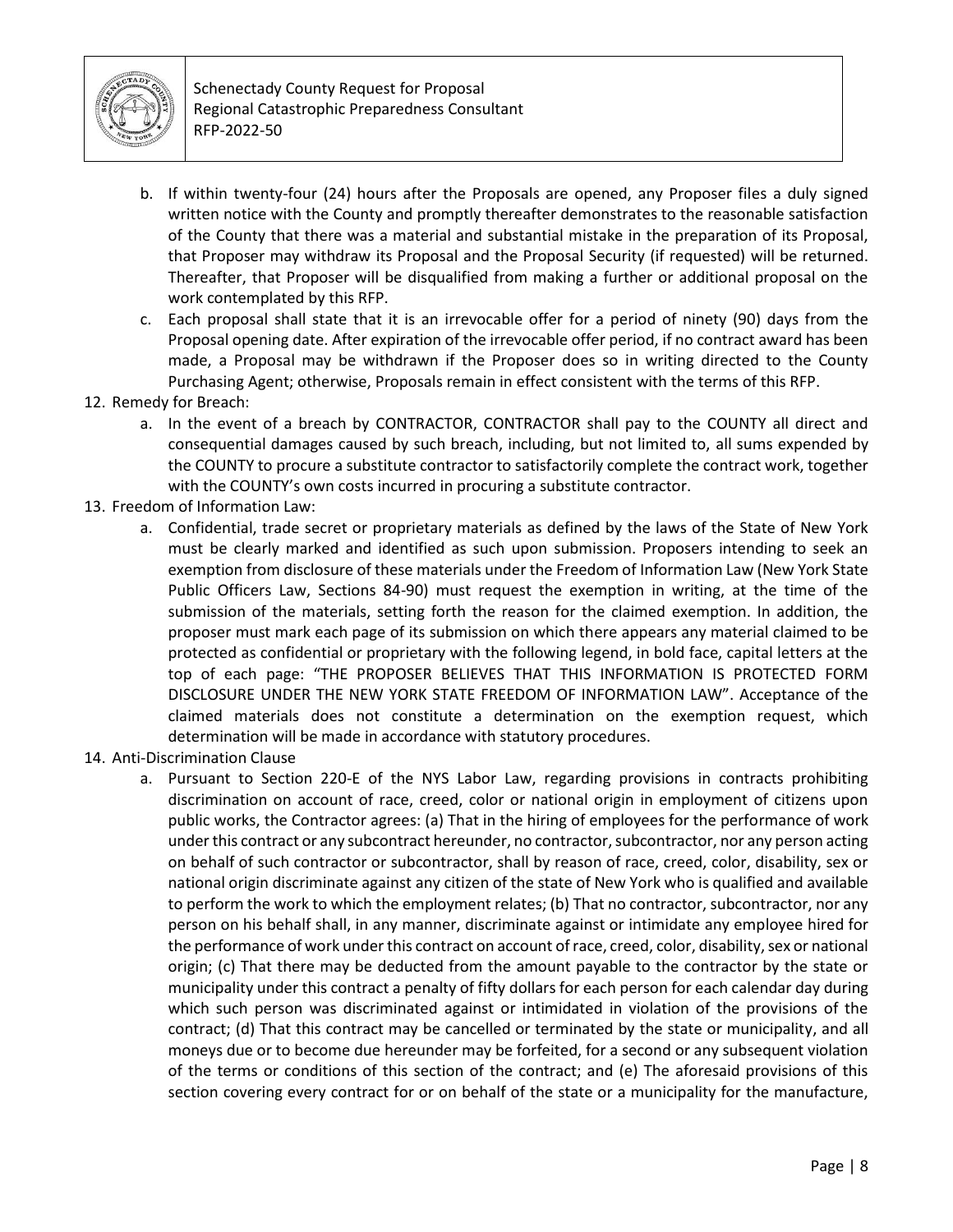b. If within twenty-four (24) hours after the Proposals are opened, any Proposer files a duly signed written notice with the County and promptly thereafter demonstrates to the reasonable satisfaction of the County that there was a material and substantial mistake in the preparation of its Proposal, that Proposer may withdraw its Proposal and the Proposal Security (if requested) will be returned. Thereafter, that Proposer will be disqualified from making a further or additional proposal on the work contemplated by this RFP.
c. Each proposal shall state that it is an irrevocable offer for a period of ninety (90) days from the Proposal opening date. After expiration of the irrevocable offer period, if no contract award has been made, a Proposal may be withdrawn if the Proposer does so in writing directed to the County Purchasing Agent; otherwise, Proposals remain in effect consistent with the terms of this RFP.

12. Remedy for Breach:
    a. In the event of a breach by CONTRACTOR, CONTRACTOR shall pay to the COUNTY all direct and consequential damages caused by such breach, including, but not limited to, all sums expended by the COUNTY to procure a substitute contractor to satisfactorily complete the contract work, together with the COUNTY's own costs incurred in procuring a substitute contractor.
13. Freedom of Information Law:
    a. Confidential, trade secret or proprietary materials as defined by the laws of the State of New York must be clearly marked and identified as such upon submission. Proposers intending to seek an exemption from disclosure of these materials under the Freedom of Information Law (New York State Public Officers Law, Sections 84-90) must request the exemption in writing, at the time of the submission of the materials, setting forth the reason for the claimed exemption. In addition, the proposer must mark each page of its submission on which there appears any material claimed to be protected as confidential or proprietary with the following legend, in bold face, capital letters at the top of each page: "THE PROPOSER BELIEVES THAT THIS INFORMATION IS PROTECTED FORM DISCLOSURE UNDER THE NEW YORK STATE FREEDOM OF INFORMATION LAW". Acceptance of the claimed materials does not constitute a determination on the exemption request, which determination will be made in accordance with statutory procedures.
14. Anti-Discrimination Clause
    a. Pursuant to Section 220-E of the NYS Labor Law, regarding provisions in contracts prohibiting discrimination on account of race, creed, color or national origin in employment of citizens upon public works, the Contractor agrees: (a) That in the hiring of employees for the performance of work under this contract or any subcontract hereunder, no contractor, subcontractor, nor any person acting on behalf of such contractor or subcontractor, shall by reason of race, creed, color, disability, sex or national origin discriminate against any citizen of the state of New York who is qualified and available to perform the work to which the employment relates; (b) That no contractor, subcontractor, nor any person on his behalf shall, in any manner, discriminate against or intimidate any employee hired for the performance of work under this contract on account of race, creed, color, disability, sex or national origin; (c) That there may be deducted from the amount payable to the contractor by the state or municipality under this contract a penalty of fifty dollars for each person for each calendar day during which such person was discriminated against or intimidated in violation of the provisions of the contract; (d) That this contract may be cancelled or terminated by the state or municipality, and all moneys due or to become due hereunder may be forfeited, for a second or any subsequent violation of the terms or conditions of this section of the contract; and (e) The aforesaid provisions of this section covering every contract for or on behalf of the state or a municipality for the manufacture,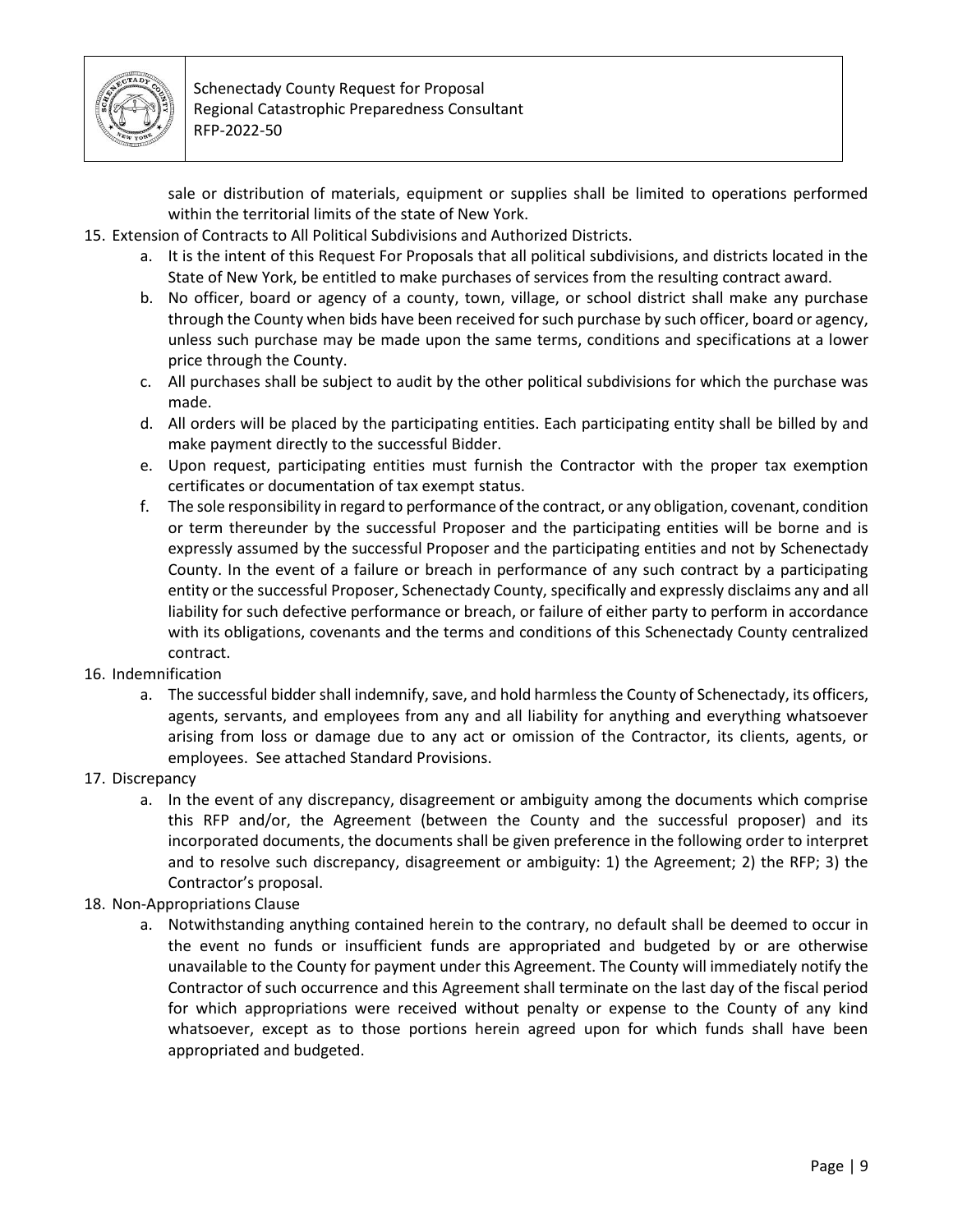sale or distribution of materials, equipment or supplies shall be limited to operations performed within the territorial limits of the state of New York.

15. Extension of Contracts to All Political Subdivisions and Authorized Districts.
    a. It is the intent of this Request For Proposals that all political subdivisions, and districts located in the State of New York, be entitled to make purchases of services from the resulting contract award.
    b. No officer, board or agency of a county, town, village, or school district shall make any purchase through the County when bids have been received for such purchase by such officer, board or agency, unless such purchase may be made upon the same terms, conditions and specifications at a lower price through the County.
    c. All purchases shall be subject to audit by the other political subdivisions for which the purchase was made.
    d. All orders will be placed by the participating entities. Each participating entity shall be billed by and make payment directly to the successful Bidder.
    e. Upon request, participating entities must furnish the Contractor with the proper tax exemption certificates or documentation of tax exempt status.
    f. The sole responsibility in regard to performance of the contract, or any obligation, covenant, condition or term thereunder by the successful Proposer and the participating entities will be borne and is expressly assumed by the successful Proposer and the participating entities and not by Schenectady County. In the event of a failure or breach in performance of any such contract by a participating entity or the successful Proposer, Schenectady County, specifically and expressly disclaims any and all liability for such defective performance or breach, or failure of either party to perform in accordance with its obligations, covenants and the terms and conditions of this Schenectady County centralized contract.
16. Indemnification
    a. The successful bidder shall indemnify, save, and hold harmless the County of Schenectady, its officers, agents, servants, and employees from any and all liability for anything and everything whatsoever arising from loss or damage due to any act or omission of the Contractor, its clients, agents, or employees. See attached Standard Provisions.
17. Discrepancy
    a. In the event of any discrepancy, disagreement or ambiguity among the documents which comprise this RFP and/or, the Agreement (between the County and the successful proposer) and its incorporated documents, the documents shall be given preference in the following order to interpret and to resolve such discrepancy, disagreement or ambiguity: 1) the Agreement; 2) the RFP; 3) the Contractor's proposal.
18. Non-Appropriations Clause
    a. Notwithstanding anything contained herein to the contrary, no default shall be deemed to occur in the event no funds or insufficient funds are appropriated and budgeted by or are otherwise unavailable to the County for payment under this Agreement. The County will immediately notify the Contractor of such occurrence and this Agreement shall terminate on the last day of the fiscal period for which appropriations were received without penalty or expense to the County of any kind whatsoever, except as to those portions herein agreed upon for which funds shall have been appropriated and budgeted.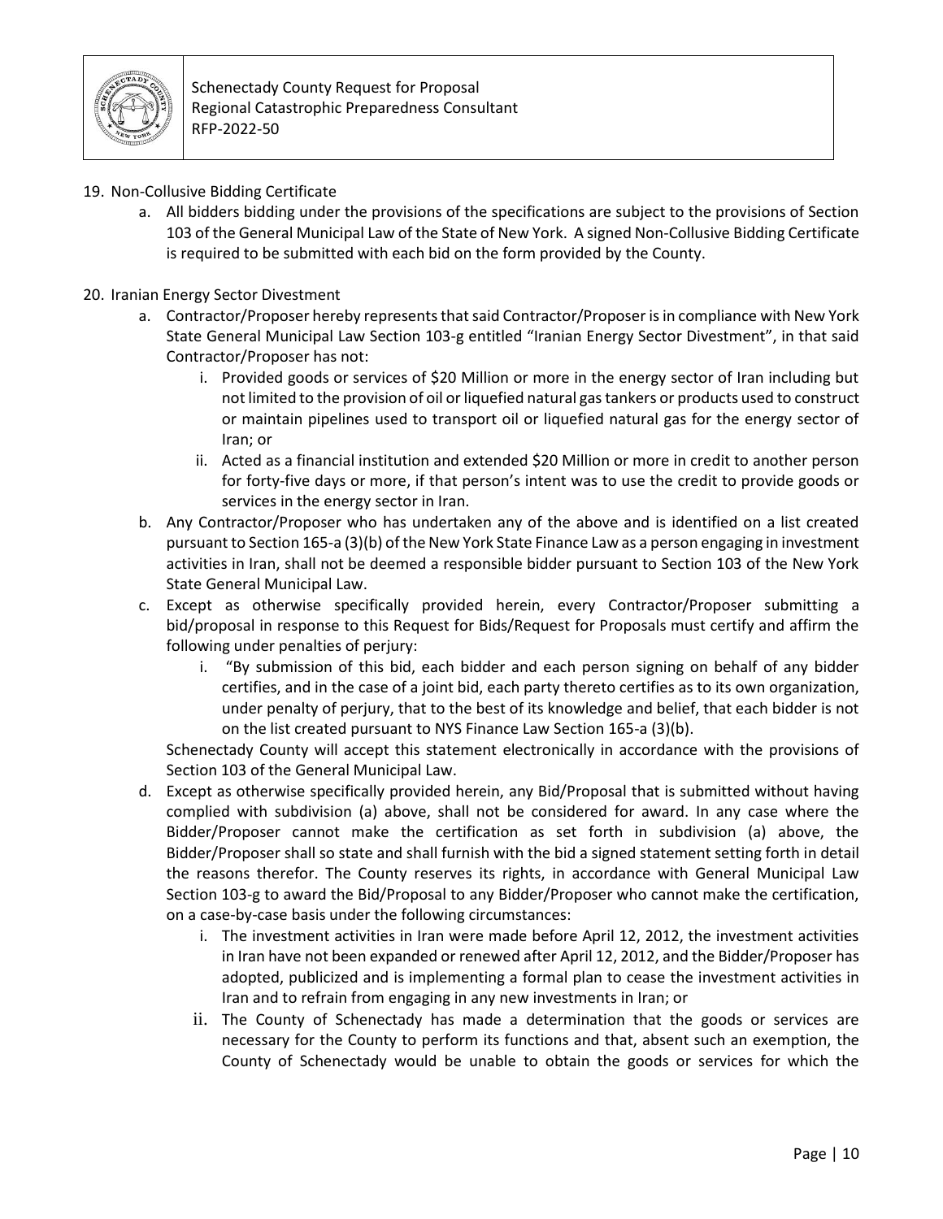19. Non-Collusive Bidding Certificate
    a. All bidders bidding under the provisions of the specifications are subject to the provisions of Section 103 of the General Municipal Law of the State of New York. A signed Non-Collusive Bidding Certificate is required to be submitted with each bid on the form provided by the County.

20. Iranian Energy Sector Divestment
    a. Contractor/Proposer hereby represents that said Contractor/Proposer is in compliance with New York State General Municipal Law Section 103-g entitled "Iranian Energy Sector Divestment", in that said Contractor/Proposer has not:
        i. Provided goods or services of $20 Million or more in the energy sector of Iran including but not limited to the provision of oil or liquefied natural gas tankers or products used to construct or maintain pipelines used to transport oil or liquefied natural gas for the energy sector of Iran; or
        ii. Acted as a financial institution and extended $20 Million or more in credit to another person for forty-five days or more, if that person's intent was to use the credit to provide goods or services in the energy sector in Iran.
    b. Any Contractor/Proposer who has undertaken any of the above and is identified on a list created pursuant to Section 165-a (3)(b) of the New York State Finance Law as a person engaging in investment activities in Iran, shall not be deemed a responsible bidder pursuant to Section 103 of the New York State General Municipal Law.
    c. Except as otherwise specifically provided herein, every Contractor/Proposer submitting a bid/proposal in response to this Request for Bids/Request for Proposals must certify and affirm the following under penalties of perjury:
        i. "By submission of this bid, each bidder and each person signing on behalf of any bidder certifies, and in the case of a joint bid, each party thereto certifies as to its own organization, under penalty of perjury, that to the best of its knowledge and belief, that each bidder is not on the list created pursuant to NYS Finance Law Section 165-a (3)(b).

    Schenectady County will accept this statement electronically in accordance with the provisions of Section 103 of the General Municipal Law.
    d. Except as otherwise specifically provided herein, any Bid/Proposal that is submitted without having complied with subdivision (a) above, shall not be considered for award. In any case where the Bidder/Proposer cannot make the certification as set forth in subdivision (a) above, the Bidder/Proposer shall so state and shall furnish with the bid a signed statement setting forth in detail the reasons therefor. The County reserves its rights, in accordance with General Municipal Law Section 103-g to award the Bid/Proposal to any Bidder/Proposer who cannot make the certification, on a case-by-case basis under the following circumstances:
        i. The investment activities in Iran were made before April 12, 2012, the investment activities in Iran have not been expanded or renewed after April 12, 2012, and the Bidder/Proposer has adopted, publicized and is implementing a formal plan to cease the investment activities in Iran and to refrain from engaging in any new investments in Iran; or
        ii. The County of Schenectady has made a determination that the goods or services are necessary for the County to perform its functions and that, absent such an exemption, the County of Schenectady would be unable to obtain the goods or services for which the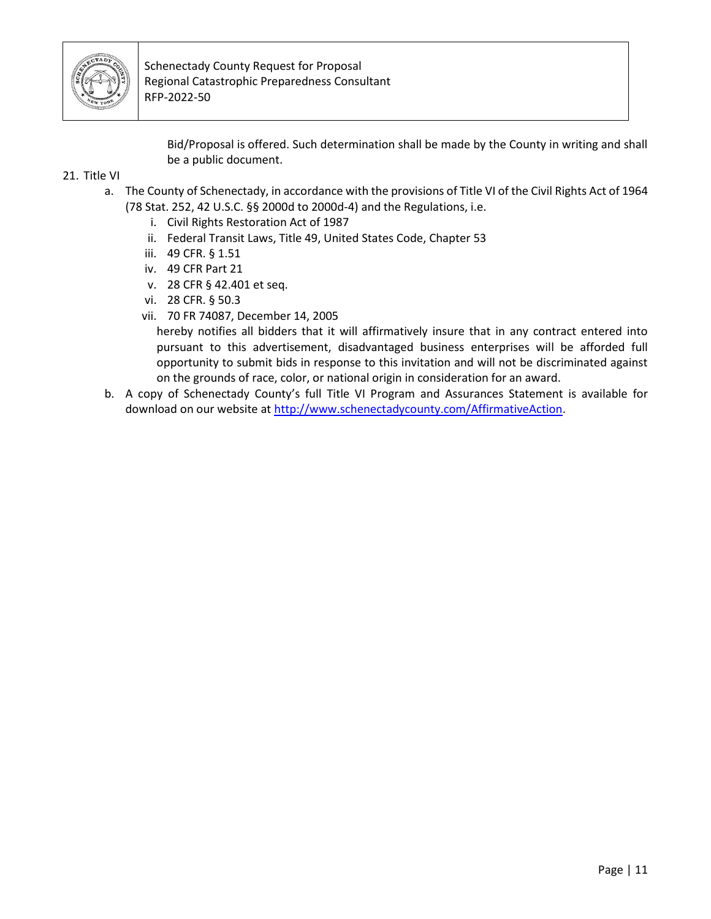Bid/Proposal is offered. Such determination shall be made by the County in writing and shall be a public document.

21. Title VI
    a. The County of Schenectady, in accordance with the provisions of Title VI of the Civil Rights Act of 1964 (78 Stat. 252, 42 U.S.C. §§ 2000d to 2000d-4) and the Regulations, i.e.
        i. Civil Rights Restoration Act of 1987
        ii. Federal Transit Laws, Title 49, United States Code, Chapter 53
        iii. 49 CFR. § 1.51
        iv. 49 CFR Part 21
        v. 28 CFR § 42.401 et seq.
        vi. 28 CFR. § 50.3
        vii. 70 FR 74087, December 14, 2005

        hereby notifies all bidders that it will affirmatively insure that in any contract entered into pursuant to this advertisement, disadvantaged business enterprises will be afforded full opportunity to submit bids in response to this invitation and will not be discriminated against on the grounds of race, color, or national origin in consideration for an award.
    b. A copy of Schenectady County's full Title VI Program and Assurances Statement is available for download on our website at [http://www.schenectadycounty.com/AffirmativeAction](http://www.schenectadycounty.com/AffirmativeAction).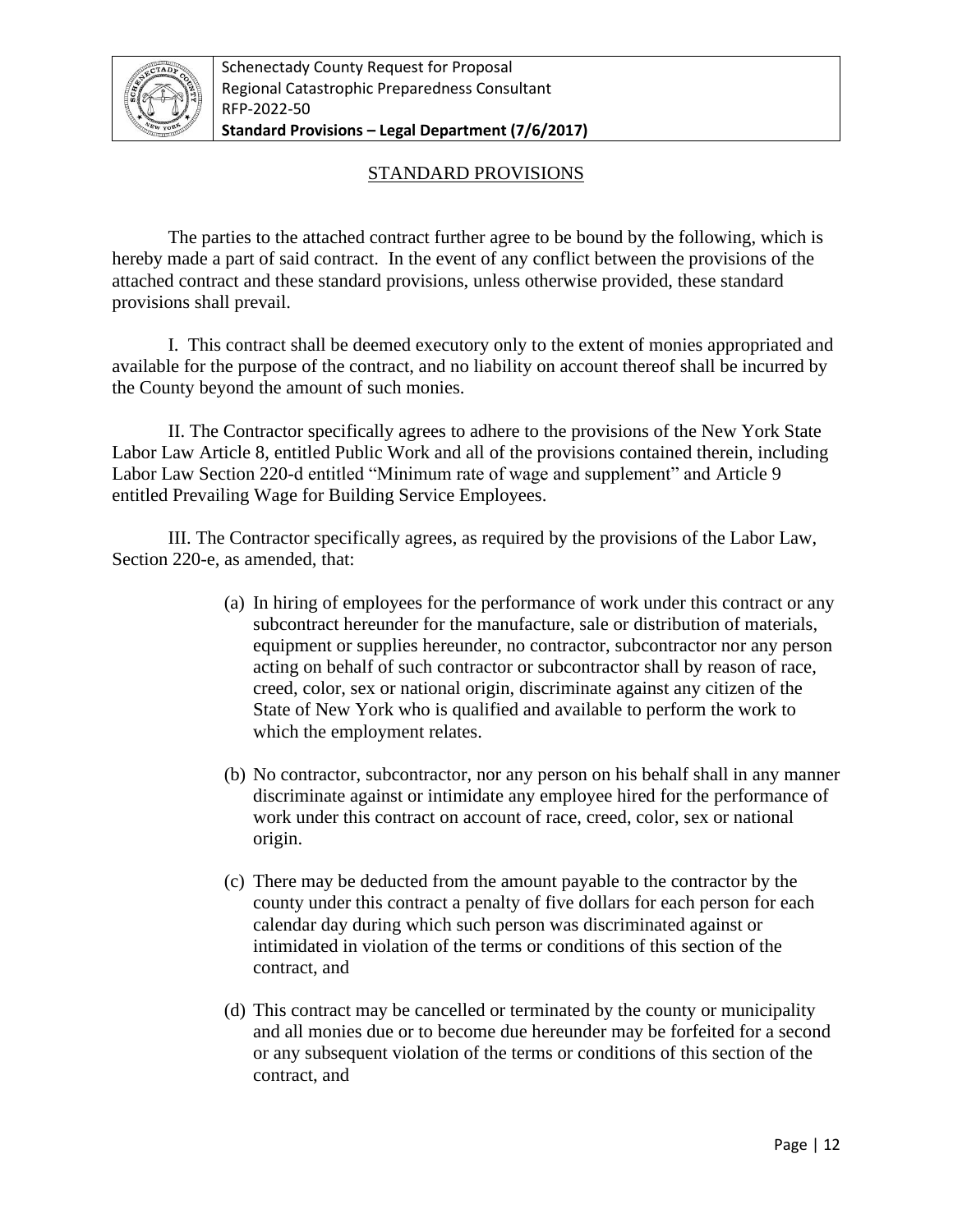## STANDARD PROVISIONS

The parties to the attached contract further agree to be bound by the following, which is hereby made a part of said contract. In the event of any conflict between the provisions of the attached contract and these standard provisions, unless otherwise provided, these standard provisions shall prevail.

I. This contract shall be deemed executory only to the extent of monies appropriated and available for the purpose of the contract, and no liability on account thereof shall be incurred by the County beyond the amount of such monies.

II. The Contractor specifically agrees to adhere to the provisions of the New York State Labor Law Article 8, entitled Public Work and all of the provisions contained therein, including Labor Law Section 220-d entitled "Minimum rate of wage and supplement" and Article 9 entitled Prevailing Wage for Building Service Employees.

III. The Contractor specifically agrees, as required by the provisions of the Labor Law, Section 220-e, as amended, that:

(a) In hiring of employees for the performance of work under this contract or any subcontract hereunder for the manufacture, sale or distribution of materials, equipment or supplies hereunder, no contractor, subcontractor nor any person acting on behalf of such contractor or subcontractor shall by reason of race, creed, color, sex or national origin, discriminate against any citizen of the State of New York who is qualified and available to perform the work to which the employment relates.

(b) No contractor, subcontractor, nor any person on his behalf shall in any manner discriminate against or intimidate any employee hired for the performance of work under this contract on account of race, creed, color, sex or national origin.

(c) There may be deducted from the amount payable to the contractor by the county under this contract a penalty of five dollars for each person for each calendar day during which such person was discriminated against or intimidated in violation of the terms or conditions of this section of the contract, and

(d) This contract may be cancelled or terminated by the county or municipality and all monies due or to become due hereunder may be forfeited for a second or any subsequent violation of the terms or conditions of this section of the contract, and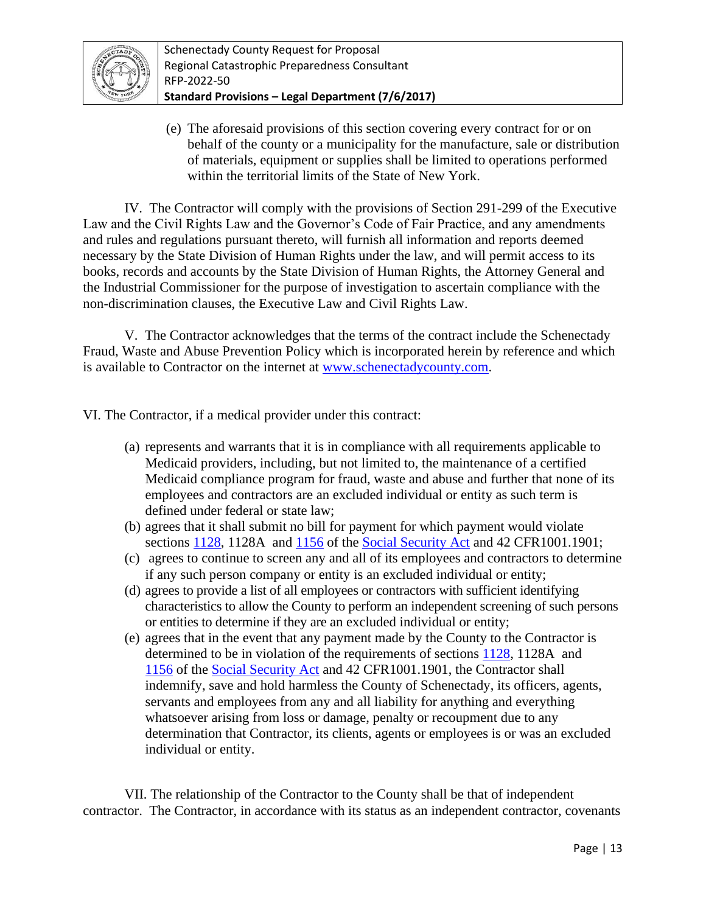(e) The aforesaid provisions of this section covering every contract for or on behalf of the county or a municipality for the manufacture, sale or distribution of materials, equipment or supplies shall be limited to operations performed within the territorial limits of the State of New York.

IV. The Contractor will comply with the provisions of Section 291-299 of the Executive Law and the Civil Rights Law and the Governor's Code of Fair Practice, and any amendments and rules and regulations pursuant thereto, will furnish all information and reports deemed necessary by the State Division of Human Rights under the law, and will permit access to its books, records and accounts by the State Division of Human Rights, the Attorney General and the Industrial Commissioner for the purpose of investigation to ascertain compliance with the non-discrimination clauses, the Executive Law and Civil Rights Law.

V. The Contractor acknowledges that the terms of the contract include the Schenectady Fraud, Waste and Abuse Prevention Policy which is incorporated herein by reference and which is available to Contractor on the internet at www.schenectadycounty.com.

VI. The Contractor, if a medical provider under this contract:

(a) represents and warrants that it is in compliance with all requirements applicable to Medicaid providers, including, but not limited to, the maintenance of a certified Medicaid compliance program for fraud, waste and abuse and further that none of its employees and contractors are an excluded individual or entity as such term is defined under federal or state law;
(b) agrees that it shall submit no bill for payment for which payment would violate sections 1128, 1128A and 1156 of the Social Security Act and 42 CFR1001.1901;
(c) agrees to continue to screen any and all of its employees and contractors to determine if any such person company or entity is an excluded individual or entity;
(d) agrees to provide a list of all employees or contractors with sufficient identifying characteristics to allow the County to perform an independent screening of such persons or entities to determine if they are an excluded individual or entity;
(e) agrees that in the event that any payment made by the County to the Contractor is determined to be in violation of the requirements of sections 1128, 1128A and 1156 of the Social Security Act and 42 CFR1001.1901, the Contractor shall indemnify, save and hold harmless the County of Schenectady, its officers, agents, servants and employees from any and all liability for anything and everything whatsoever arising from loss or damage, penalty or recoupment due to any determination that Contractor, its clients, agents or employees is or was an excluded individual or entity.

VII. The relationship of the Contractor to the County shall be that of independent contractor. The Contractor, in accordance with its status as an independent contractor, covenants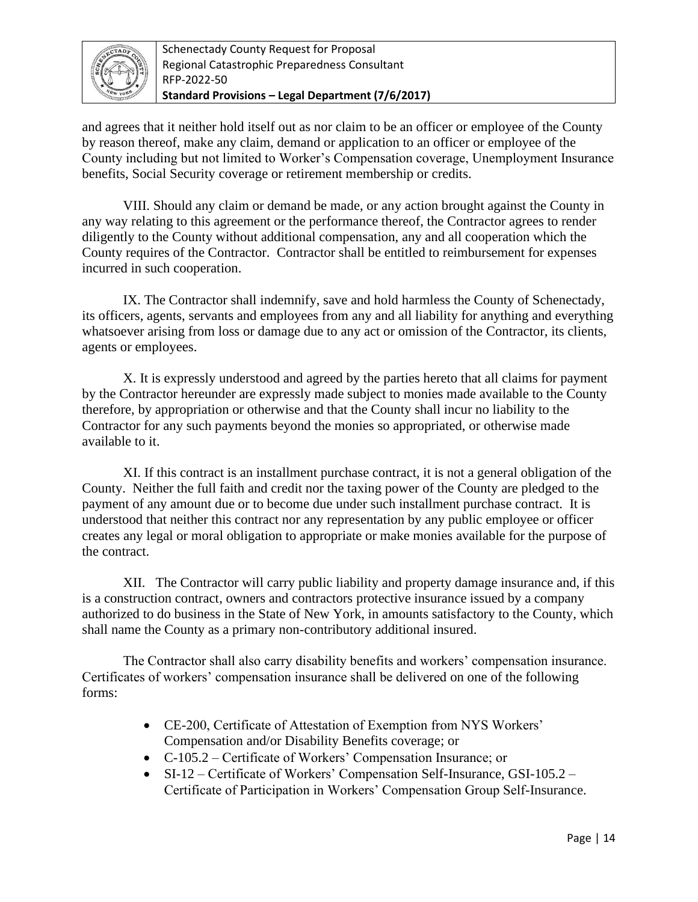and agrees that it neither hold itself out as nor claim to be an officer or employee of the County by reason thereof, make any claim, demand or application to an officer or employee of the County including but not limited to Worker's Compensation coverage, Unemployment Insurance benefits, Social Security coverage or retirement membership or credits.

VIII. Should any claim or demand be made, or any action brought against the County in any way relating to this agreement or the performance thereof, the Contractor agrees to render diligently to the County without additional compensation, any and all cooperation which the County requires of the Contractor. Contractor shall be entitled to reimbursement for expenses incurred in such cooperation.

IX. The Contractor shall indemnify, save and hold harmless the County of Schenectady, its officers, agents, servants and employees from any and all liability for anything and everything whatsoever arising from loss or damage due to any act or omission of the Contractor, its clients, agents or employees.

X. It is expressly understood and agreed by the parties hereto that all claims for payment by the Contractor hereunder are expressly made subject to monies made available to the County therefore, by appropriation or otherwise and that the County shall incur no liability to the Contractor for any such payments beyond the monies so appropriated, or otherwise made available to it.

XI. If this contract is an installment purchase contract, it is not a general obligation of the County. Neither the full faith and credit nor the taxing power of the County are pledged to the payment of any amount due or to become due under such installment purchase contract. It is understood that neither this contract nor any representation by any public employee or officer creates any legal or moral obligation to appropriate or make monies available for the purpose of the contract.

XII. The Contractor will carry public liability and property damage insurance and, if this is a construction contract, owners and contractors protective insurance issued by a company authorized to do business in the State of New York, in amounts satisfactory to the County, which shall name the County as a primary non-contributory additional insured.

The Contractor shall also carry disability benefits and workers' compensation insurance. Certificates of workers' compensation insurance shall be delivered on one of the following forms:

- CE-200, Certificate of Attestation of Exemption from NYS Workers' Compensation and/or Disability Benefits coverage; or
- C-105.2 – Certificate of Workers' Compensation Insurance; or
- SI-12 – Certificate of Workers' Compensation Self-Insurance, GSI-105.2 – Certificate of Participation in Workers' Compensation Group Self-Insurance.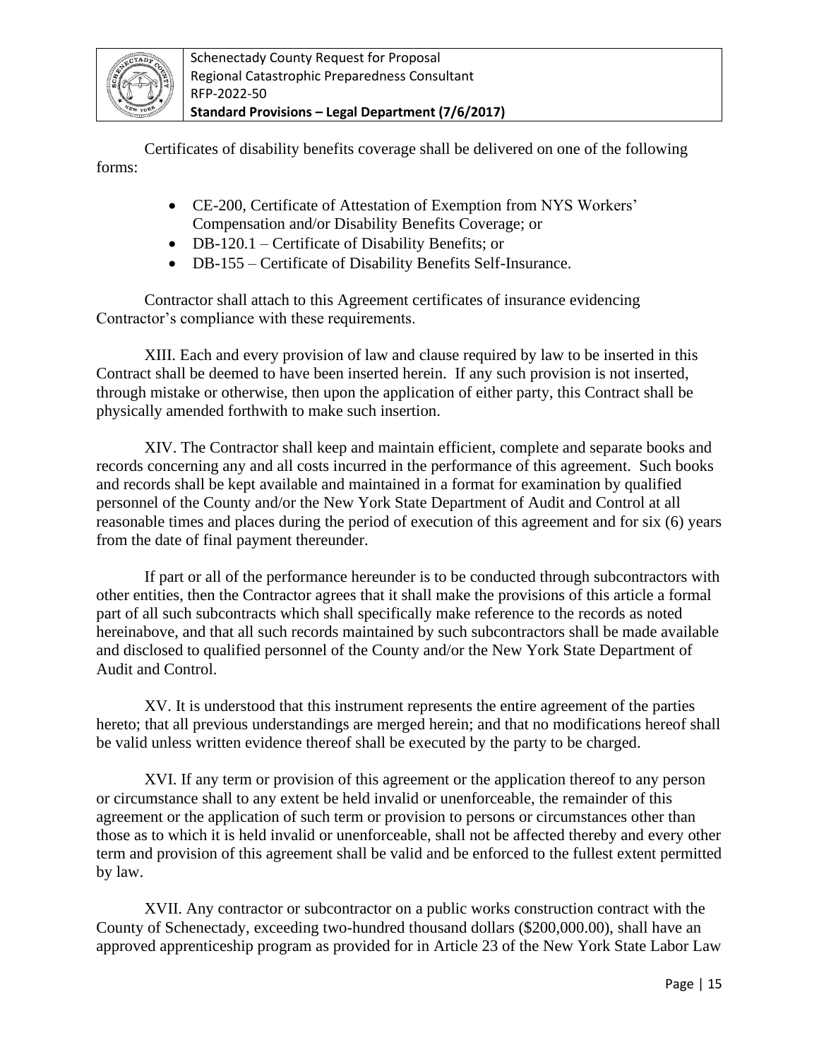Certificates of disability benefits coverage shall be delivered on one of the following forms:

- CE-200, Certificate of Attestation of Exemption from NYS Workers' Compensation and/or Disability Benefits Coverage; or
- DB-120.1 – Certificate of Disability Benefits; or
- DB-155 – Certificate of Disability Benefits Self-Insurance.

Contractor shall attach to this Agreement certificates of insurance evidencing Contractor's compliance with these requirements.

XIII. Each and every provision of law and clause required by law to be inserted in this Contract shall be deemed to have been inserted herein. If any such provision is not inserted, through mistake or otherwise, then upon the application of either party, this Contract shall be physically amended forthwith to make such insertion.

XIV. The Contractor shall keep and maintain efficient, complete and separate books and records concerning any and all costs incurred in the performance of this agreement. Such books and records shall be kept available and maintained in a format for examination by qualified personnel of the County and/or the New York State Department of Audit and Control at all reasonable times and places during the period of execution of this agreement and for six (6) years from the date of final payment thereunder.

If part or all of the performance hereunder is to be conducted through subcontractors with other entities, then the Contractor agrees that it shall make the provisions of this article a formal part of all such subcontracts which shall specifically make reference to the records as noted hereinabove, and that all such records maintained by such subcontractors shall be made available and disclosed to qualified personnel of the County and/or the New York State Department of Audit and Control.

XV. It is understood that this instrument represents the entire agreement of the parties hereto; that all previous understandings are merged herein; and that no modifications hereof shall be valid unless written evidence thereof shall be executed by the party to be charged.

XVI. If any term or provision of this agreement or the application thereof to any person or circumstance shall to any extent be held invalid or unenforceable, the remainder of this agreement or the application of such term or provision to persons or circumstances other than those as to which it is held invalid or unenforceable, shall not be affected thereby and every other term and provision of this agreement shall be valid and be enforced to the fullest extent permitted by law.

XVII. Any contractor or subcontractor on a public works construction contract with the County of Schenectady, exceeding two-hundred thousand dollars ($200,000.00), shall have an approved apprenticeship program as provided for in Article 23 of the New York State Labor Law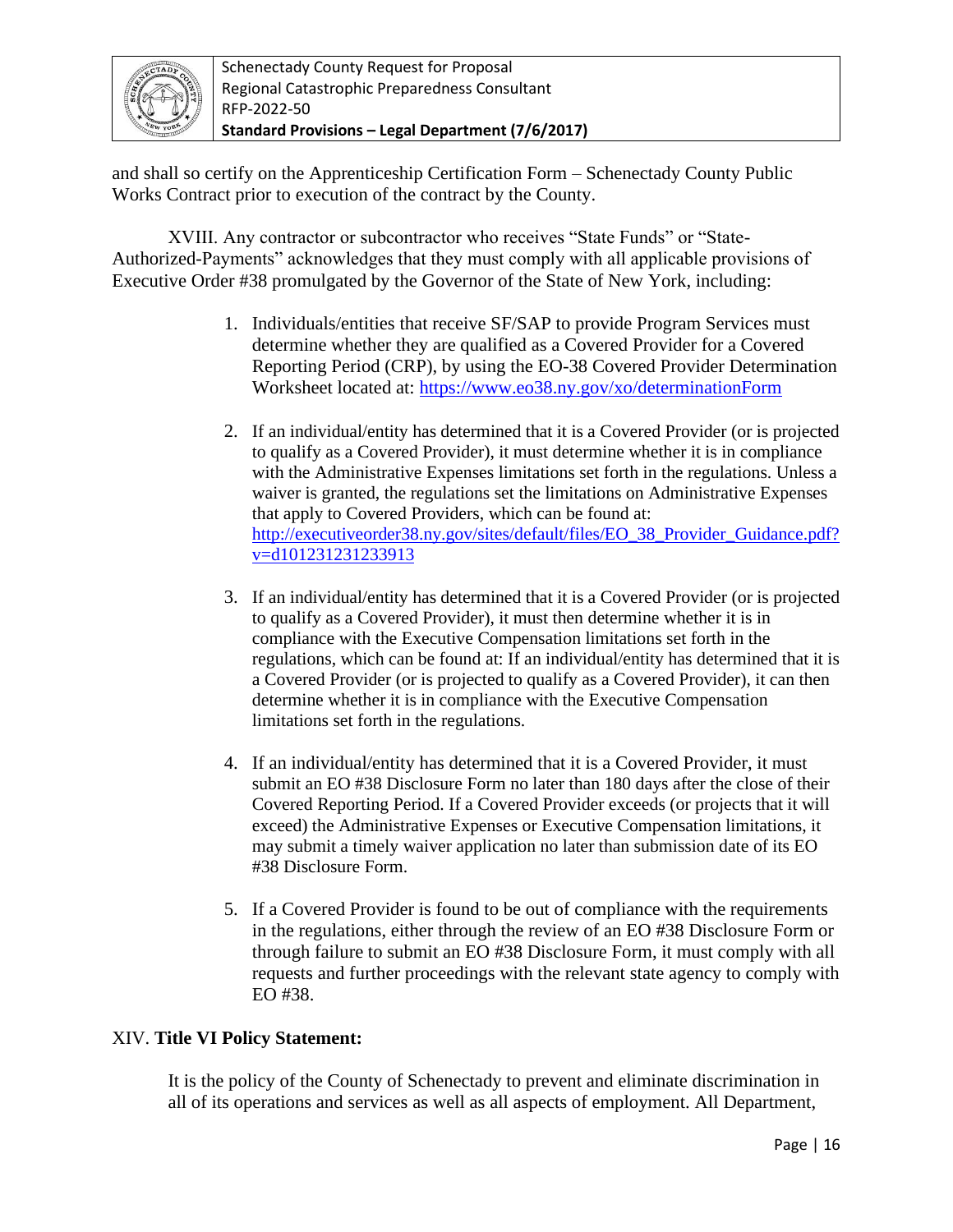and shall so certify on the Apprenticeship Certification Form – Schenectady County Public Works Contract prior to execution of the contract by the County.

XVIII. Any contractor or subcontractor who receives "State Funds" or "State-Authorized-Payments" acknowledges that they must comply with all applicable provisions of Executive Order #38 promulgated by the Governor of the State of New York, including:

1. Individuals/entities that receive SF/SAP to provide Program Services must determine whether they are qualified as a Covered Provider for a Covered Reporting Period (CRP), by using the EO-38 Covered Provider Determination Worksheet located at: https://www.eo38.ny.gov/xo/determinationForm

2. If an individual/entity has determined that it is a Covered Provider (or is projected to qualify as a Covered Provider), it must determine whether it is in compliance with the Administrative Expenses limitations set forth in the regulations. Unless a waiver is granted, the regulations set the limitations on Administrative Expenses that apply to Covered Providers, which can be found at: http://executiveorder38.ny.gov/sites/default/files/EO_38_Provider_Guidance.pdf?v=d101231231233913

3. If an individual/entity has determined that it is a Covered Provider (or is projected to qualify as a Covered Provider), it must then determine whether it is in compliance with the Executive Compensation limitations set forth in the regulations, which can be found at: If an individual/entity has determined that it is a Covered Provider (or is projected to qualify as a Covered Provider), it can then determine whether it is in compliance with the Executive Compensation limitations set forth in the regulations.

4. If an individual/entity has determined that it is a Covered Provider, it must submit an EO #38 Disclosure Form no later than 180 days after the close of their Covered Reporting Period. If a Covered Provider exceeds (or projects that it will exceed) the Administrative Expenses or Executive Compensation limitations, it may submit a timely waiver application no later than submission date of its EO #38 Disclosure Form.

5. If a Covered Provider is found to be out of compliance with the requirements in the regulations, either through the review of an EO #38 Disclosure Form or through failure to submit an EO #38 Disclosure Form, it must comply with all requests and further proceedings with the relevant state agency to comply with EO #38.

## XIV. **Title VI Policy Statement:**

It is the policy of the County of Schenectady to prevent and eliminate discrimination in all of its operations and services as well as all aspects of employment. All Department,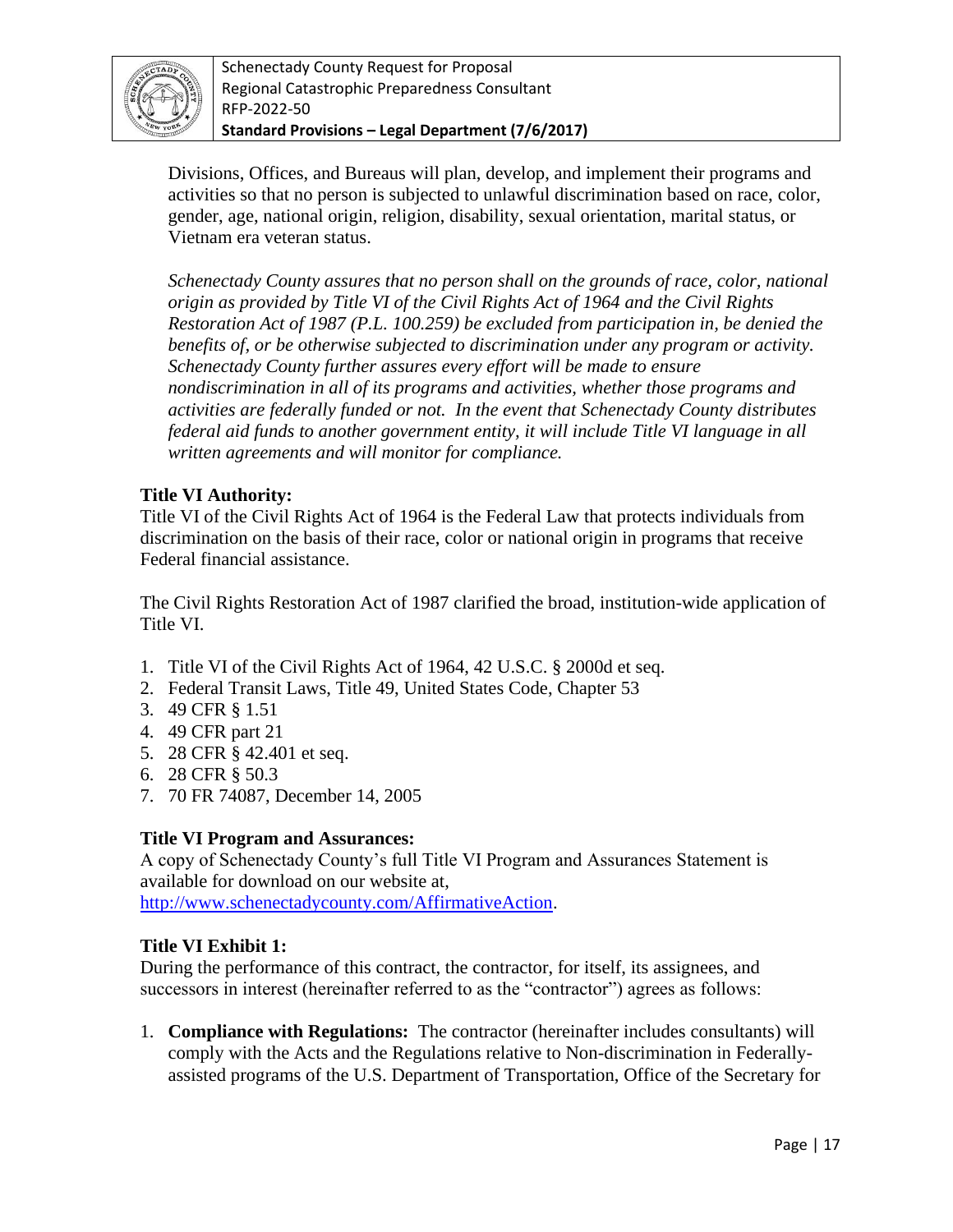Divisions, Offices, and Bureaus will plan, develop, and implement their programs and activities so that no person is subjected to unlawful discrimination based on race, color, gender, age, national origin, religion, disability, sexual orientation, marital status, or Vietnam era veteran status.

*Schenectady County assures that no person shall on the grounds of race, color, national origin as provided by Title VI of the Civil Rights Act of 1964 and the Civil Rights Restoration Act of 1987 (P.L. 100.259) be excluded from participation in, be denied the benefits of, or be otherwise subjected to discrimination under any program or activity. Schenectady County further assures every effort will be made to ensure nondiscrimination in all of its programs and activities, whether those programs and activities are federally funded or not. In the event that Schenectady County distributes federal aid funds to another government entity, it will include Title VI language in all written agreements and will monitor for compliance.*

**Title VI Authority:**

Title VI of the Civil Rights Act of 1964 is the Federal Law that protects individuals from discrimination on the basis of their race, color or national origin in programs that receive Federal financial assistance.

The Civil Rights Restoration Act of 1987 clarified the broad, institution-wide application of Title VI.

1. Title VI of the Civil Rights Act of 1964, 42 U.S.C. § 2000d et seq.
2. Federal Transit Laws, Title 49, United States Code, Chapter 53
3. 49 CFR § 1.51
4. 49 CFR part 21
5. 28 CFR § 42.401 et seq.
6. 28 CFR § 50.3
7. 70 FR 74087, December 14, 2005

**Title VI Program and Assurances:**

A copy of Schenectady County's full Title VI Program and Assurances Statement is available for download on our website at, http://www.schenectadycounty.com/AffirmativeAction.

**Title VI Exhibit 1:**

During the performance of this contract, the contractor, for itself, its assignees, and successors in interest (hereinafter referred to as the "contractor") agrees as follows:

1. **Compliance with Regulations:** The contractor (hereinafter includes consultants) will comply with the Acts and the Regulations relative to Non-discrimination in Federally-assisted programs of the U.S. Department of Transportation, Office of the Secretary for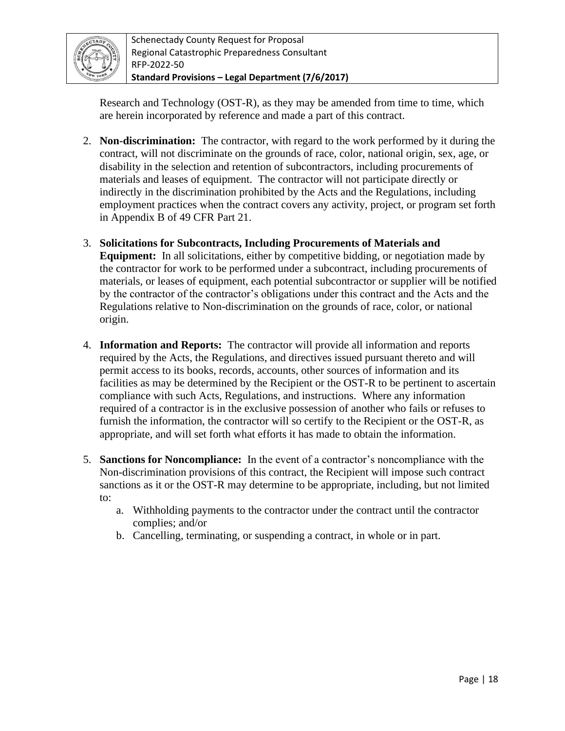Research and Technology (OST-R), as they may be amended from time to time, which are herein incorporated by reference and made a part of this contract.

2. **Non-discrimination:** The contractor, with regard to the work performed by it during the contract, will not discriminate on the grounds of race, color, national origin, sex, age, or disability in the selection and retention of subcontractors, including procurements of materials and leases of equipment. The contractor will not participate directly or indirectly in the discrimination prohibited by the Acts and the Regulations, including employment practices when the contract covers any activity, project, or program set forth in Appendix B of 49 CFR Part 21.

3. **Solicitations for Subcontracts, Including Procurements of Materials and Equipment:** In all solicitations, either by competitive bidding, or negotiation made by the contractor for work to be performed under a subcontract, including procurements of materials, or leases of equipment, each potential subcontractor or supplier will be notified by the contractor of the contractor's obligations under this contract and the Acts and the Regulations relative to Non-discrimination on the grounds of race, color, or national origin.

4. **Information and Reports:** The contractor will provide all information and reports required by the Acts, the Regulations, and directives issued pursuant thereto and will permit access to its books, records, accounts, other sources of information and its facilities as may be determined by the Recipient or the OST-R to be pertinent to ascertain compliance with such Acts, Regulations, and instructions. Where any information required of a contractor is in the exclusive possession of another who fails or refuses to furnish the information, the contractor will so certify to the Recipient or the OST-R, as appropriate, and will set forth what efforts it has made to obtain the information.

5. **Sanctions for Noncompliance:** In the event of a contractor's noncompliance with the Non-discrimination provisions of this contract, the Recipient will impose such contract sanctions as it or the OST-R may determine to be appropriate, including, but not limited to:
   a. Withholding payments to the contractor under the contract until the contractor complies; and/or
   b. Cancelling, terminating, or suspending a contract, in whole or in part.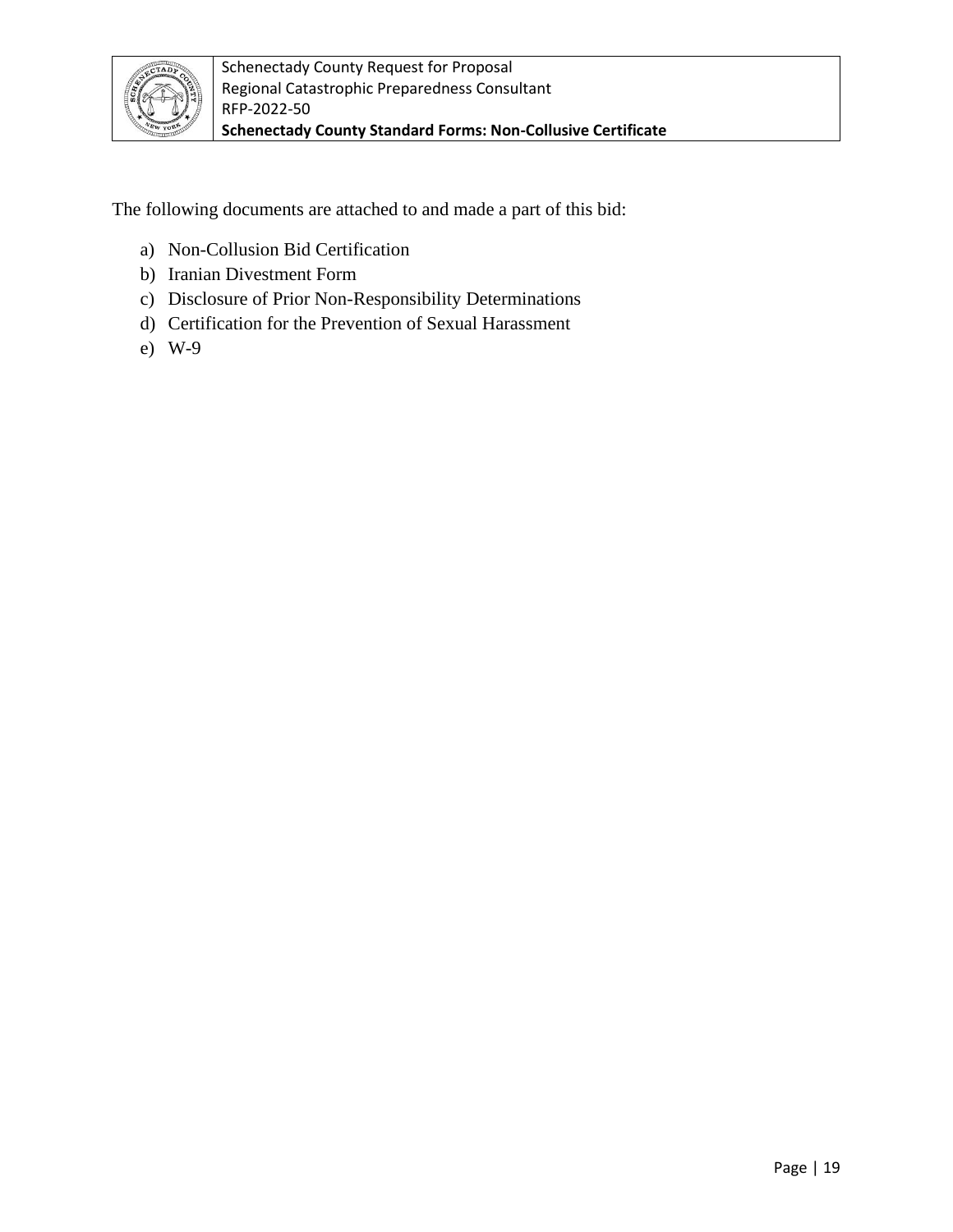The following documents are attached to and made a part of this bid:

a) Non-Collusion Bid Certification
b) Iranian Divestment Form
c) Disclosure of Prior Non-Responsibility Determinations
d) Certification for the Prevention of Sexual Harassment
e) W-9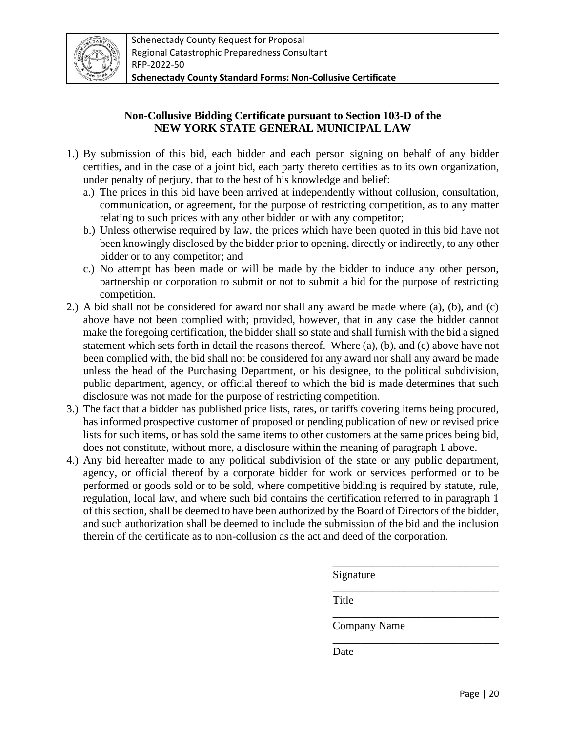## Non-Collusive Bidding Certificate pursuant to Section 103-D of the NEW YORK STATE GENERAL MUNICIPAL LAW

1.) By submission of this bid, each bidder and each person signing on behalf of any bidder certifies, and in the case of a joint bid, each party thereto certifies as to its own organization, under penalty of perjury, that to the best of his knowledge and belief:
   - a.) The prices in this bid have been arrived at independently without collusion, consultation, communication, or agreement, for the purpose of restricting competition, as to any matter relating to such prices with any other bidder or with any competitor;
   - b.) Unless otherwise required by law, the prices which have been quoted in this bid have not been knowingly disclosed by the bidder prior to opening, directly or indirectly, to any other bidder or to any competitor; and
   - c.) No attempt has been made or will be made by the bidder to induce any other person, partnership or corporation to submit or not to submit a bid for the purpose of restricting competition.

2.) A bid shall not be considered for award nor shall any award be made where (a), (b), and (c) above have not been complied with; provided, however, that in any case the bidder cannot make the foregoing certification, the bidder shall so state and shall furnish with the bid a signed statement which sets forth in detail the reasons thereof. Where (a), (b), and (c) above have not been complied with, the bid shall not be considered for any award nor shall any award be made unless the head of the Purchasing Department, or his designee, to the political subdivision, public department, agency, or official thereof to which the bid is made determines that such disclosure was not made for the purpose of restricting competition.

3.) The fact that a bidder has published price lists, rates, or tariffs covering items being procured, has informed prospective customer of proposed or pending publication of new or revised price lists for such items, or has sold the same items to other customers at the same prices being bid, does not constitute, without more, a disclosure within the meaning of paragraph 1 above.

4.) Any bid hereafter made to any political subdivision of the state or any public department, agency, or official thereof by a corporate bidder for work or services performed or to be performed or goods sold or to be sold, where competitive bidding is required by statute, rule, regulation, local law, and where such bid contains the certification referred to in paragraph 1 of this section, shall be deemed to have been authorized by the Board of Directors of the bidder, and such authorization shall be deemed to include the submission of the bid and the inclusion therein of the certificate as to non-collusion as the act and deed of the corporation.

\_\_\_\_\_\_\_\_\_\_\_\_\_\_\_\_\_\_\_\_\_\_\_\_\_\_\_\_\_\_
Signature

\_\_\_\_\_\_\_\_\_\_\_\_\_\_\_\_\_\_\_\_\_\_\_\_\_\_\_\_\_\_
Title

\_\_\_\_\_\_\_\_\_\_\_\_\_\_\_\_\_\_\_\_\_\_\_\_\_\_\_\_\_\_
Company Name

\_\_\_\_\_\_\_\_\_\_\_\_\_\_\_\_\_\_\_\_\_\_\_\_\_\_\_\_\_\_
Date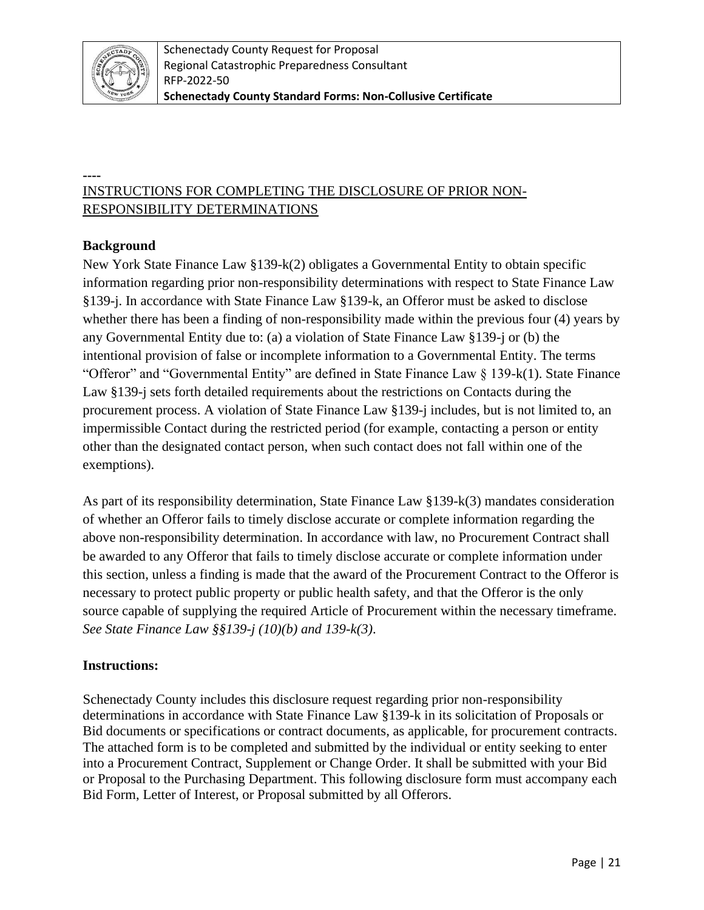----

## INSTRUCTIONS FOR COMPLETING THE DISCLOSURE OF PRIOR NON-RESPONSIBILITY DETERMINATIONS

### Background

New York State Finance Law §139-k(2) obligates a Governmental Entity to obtain specific information regarding prior non-responsibility determinations with respect to State Finance Law §139-j. In accordance with State Finance Law §139-k, an Offeror must be asked to disclose whether there has been a finding of non-responsibility made within the previous four (4) years by any Governmental Entity due to: (a) a violation of State Finance Law §139-j or (b) the intentional provision of false or incomplete information to a Governmental Entity. The terms "Offeror" and "Governmental Entity" are defined in State Finance Law § 139-k(1). State Finance Law §139-j sets forth detailed requirements about the restrictions on Contacts during the procurement process. A violation of State Finance Law §139-j includes, but is not limited to, an impermissible Contact during the restricted period (for example, contacting a person or entity other than the designated contact person, when such contact does not fall within one of the exemptions).

As part of its responsibility determination, State Finance Law §139-k(3) mandates consideration of whether an Offeror fails to timely disclose accurate or complete information regarding the above non-responsibility determination. In accordance with law, no Procurement Contract shall be awarded to any Offeror that fails to timely disclose accurate or complete information under this section, unless a finding is made that the award of the Procurement Contract to the Offeror is necessary to protect public property or public health safety, and that the Offeror is the only source capable of supplying the required Article of Procurement within the necessary timeframe. *See State Finance Law §§139-j (10)(b) and 139-k(3).*

### Instructions:

Schenectady County includes this disclosure request regarding prior non-responsibility determinations in accordance with State Finance Law §139-k in its solicitation of Proposals or Bid documents or specifications or contract documents, as applicable, for procurement contracts. The attached form is to be completed and submitted by the individual or entity seeking to enter into a Procurement Contract, Supplement or Change Order. It shall be submitted with your Bid or Proposal to the Purchasing Department. This following disclosure form must accompany each Bid Form, Letter of Interest, or Proposal submitted by all Offerors.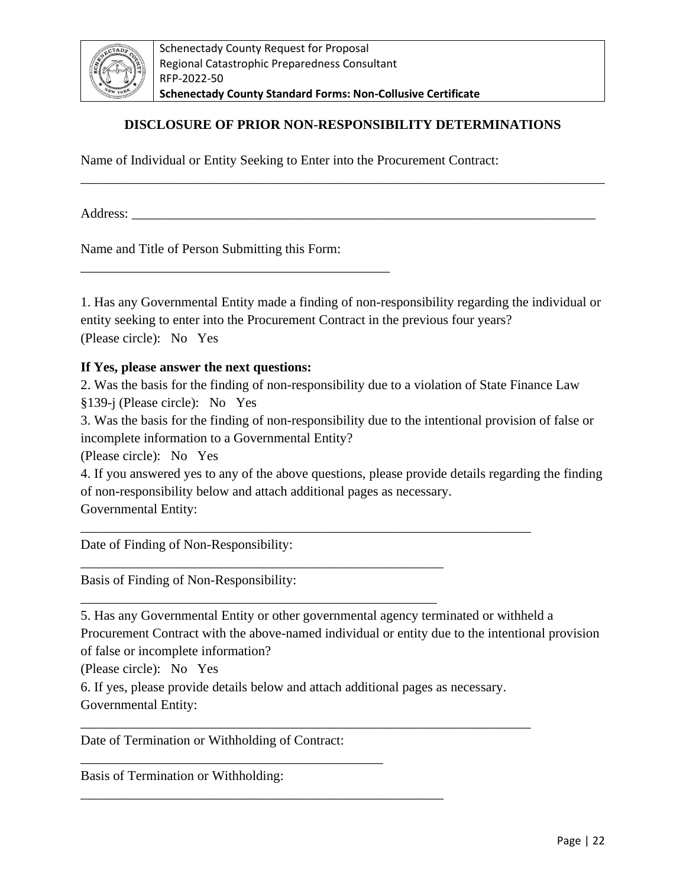## DISCLOSURE OF PRIOR NON-RESPONSIBILITY DETERMINATIONS

Name of Individual or Entity Seeking to Enter into the Procurement Contract:

______________________________________________________________________________

Address: _______________________________________________________________________

Name and Title of Person Submitting this Form:

_______________________________________________

1. Has any Governmental Entity made a finding of non-responsibility regarding the individual or entity seeking to enter into the Procurement Contract in the previous four years?
(Please circle): No Yes

**If Yes, please answer the next questions:**

2. Was the basis for the finding of non-responsibility due to a violation of State Finance Law §139-j (Please circle): No Yes

3. Was the basis for the finding of non-responsibility due to the intentional provision of false or incomplete information to a Governmental Entity?
(Please circle): No Yes

4. If you answered yes to any of the above questions, please provide details regarding the finding of non-responsibility below and attach additional pages as necessary.

Governmental Entity:

_____________________________________________________________________

Date of Finding of Non-Responsibility:

_______________________________________________________

Basis of Finding of Non-Responsibility:

______________________________________________________

5. Has any Governmental Entity or other governmental agency terminated or withheld a Procurement Contract with the above-named individual or entity due to the intentional provision of false or incomplete information?
(Please circle): No Yes

6. If yes, please provide details below and attach additional pages as necessary.

Governmental Entity:

_____________________________________________________________________

Date of Termination or Withholding of Contract:

______________________________________________

Basis of Termination or Withholding:

_______________________________________________________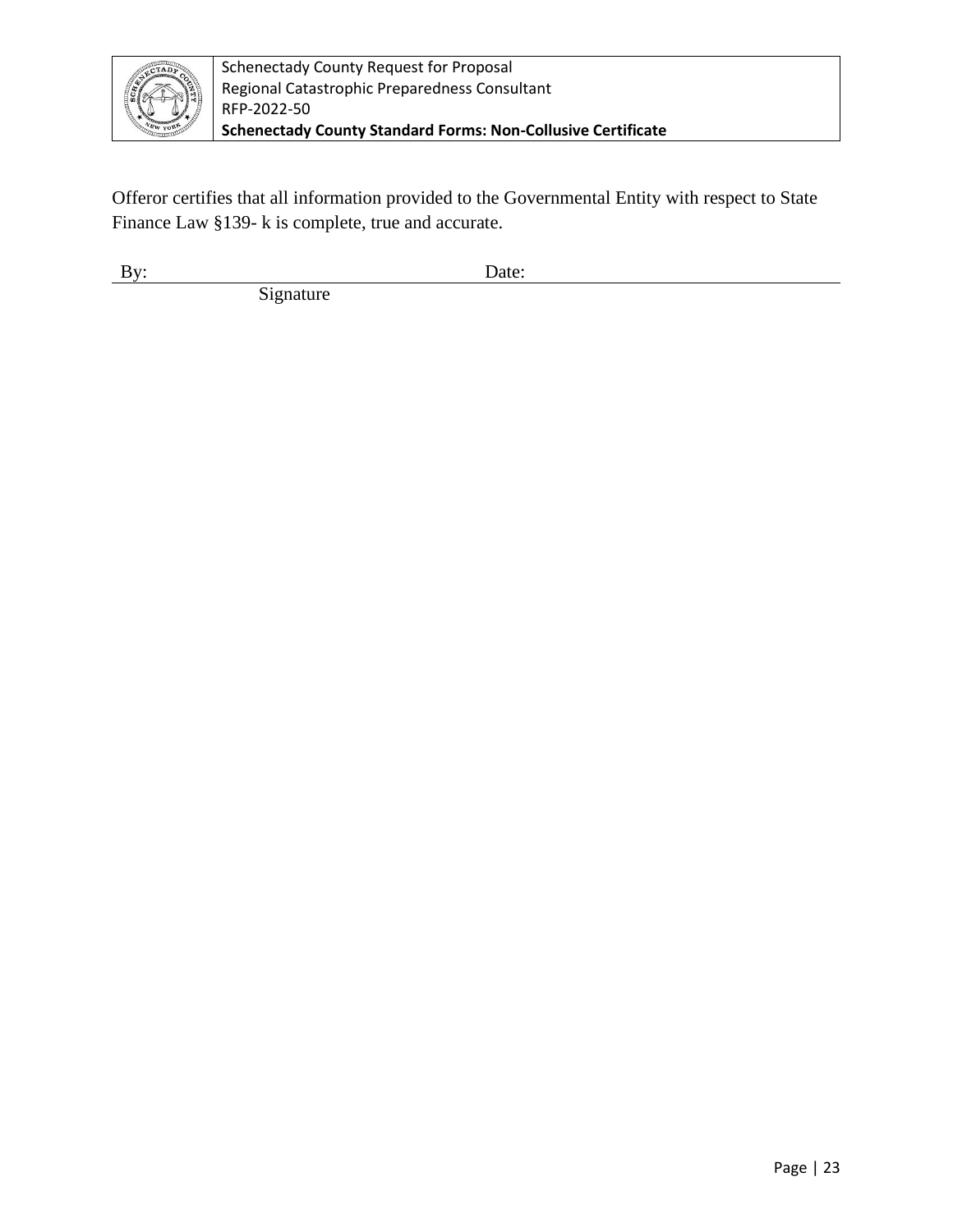Offeror certifies that all information provided to the Governmental Entity with respect to State Finance Law §139- k is complete, true and accurate.

By: ______________________________ Date: ______________________________
Signature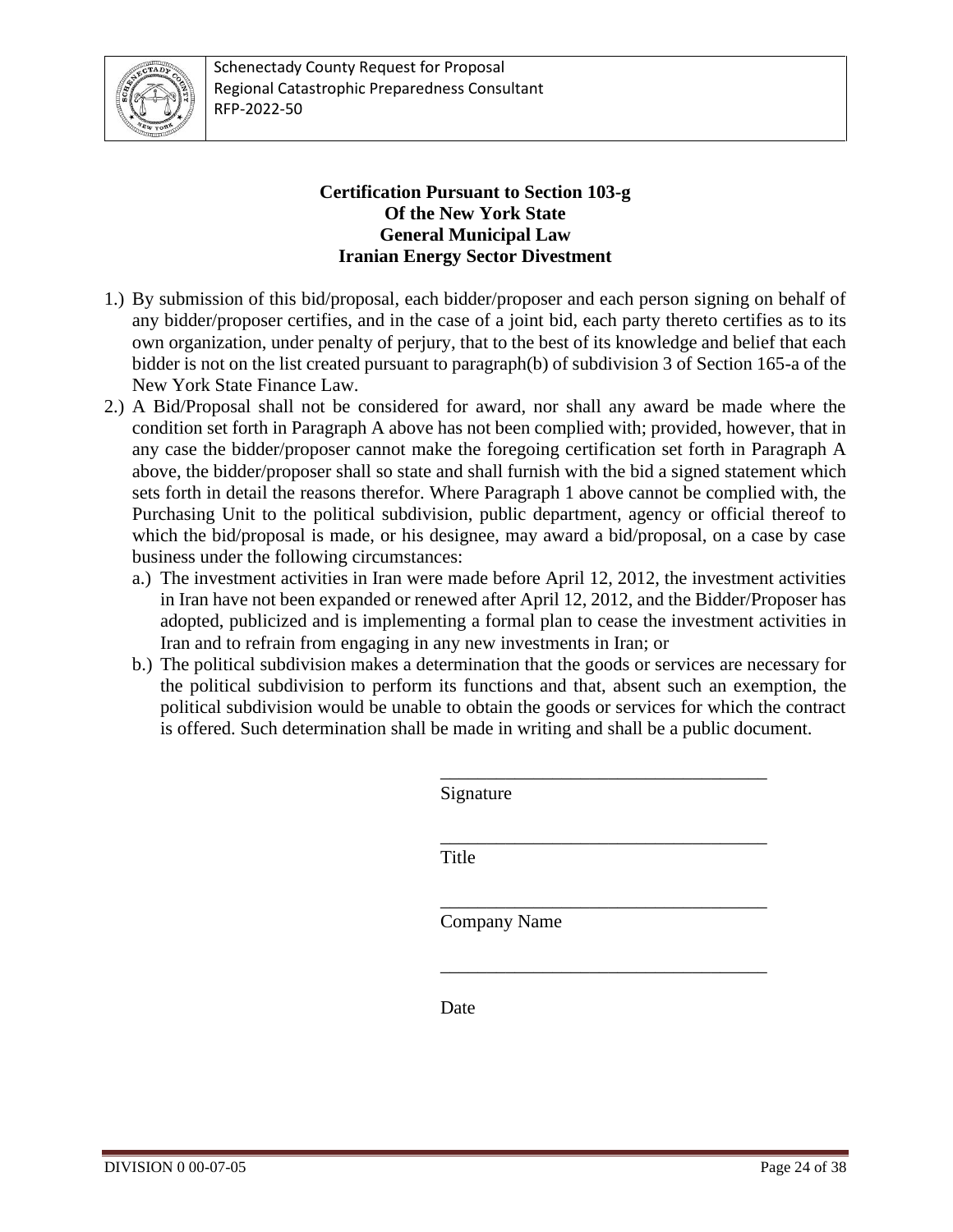**Certification Pursuant to Section 103-g**
**Of the New York State**
**General Municipal Law**
**Iranian Energy Sector Divestment**

1.) By submission of this bid/proposal, each bidder/proposer and each person signing on behalf of any bidder/proposer certifies, and in the case of a joint bid, each party thereto certifies as to its own organization, under penalty of perjury, that to the best of its knowledge and belief that each bidder is not on the list created pursuant to paragraph(b) of subdivision 3 of Section 165-a of the New York State Finance Law.

2.) A Bid/Proposal shall not be considered for award, nor shall any award be made where the condition set forth in Paragraph A above has not been complied with; provided, however, that in any case the bidder/proposer cannot make the foregoing certification set forth in Paragraph A above, the bidder/proposer shall so state and shall furnish with the bid a signed statement which sets forth in detail the reasons therefor. Where Paragraph 1 above cannot be complied with, the Purchasing Unit to the political subdivision, public department, agency or official thereof to which the bid/proposal is made, or his designee, may award a bid/proposal, on a case by case business under the following circumstances:
   a.) The investment activities in Iran were made before April 12, 2012, the investment activities in Iran have not been expanded or renewed after April 12, 2012, and the Bidder/Proposer has adopted, publicized and is implementing a formal plan to cease the investment activities in Iran and to refrain from engaging in any new investments in Iran; or
   b.) The political subdivision makes a determination that the goods or services are necessary for the political subdivision to perform its functions and that, absent such an exemption, the political subdivision would be unable to obtain the goods or services for which the contract is offered. Such determination shall be made in writing and shall be a public document.

\_\_\_\_\_\_\_\_\_\_\_\_\_\_\_\_\_\_\_\_\_\_\_\_\_\_\_\_\_\_\_\_\_\_\_
Signature

\_\_\_\_\_\_\_\_\_\_\_\_\_\_\_\_\_\_\_\_\_\_\_\_\_\_\_\_\_\_\_\_\_\_\_
Title

\_\_\_\_\_\_\_\_\_\_\_\_\_\_\_\_\_\_\_\_\_\_\_\_\_\_\_\_\_\_\_\_\_\_\_
Company Name

\_\_\_\_\_\_\_\_\_\_\_\_\_\_\_\_\_\_\_\_\_\_\_\_\_\_\_\_\_\_\_\_\_\_\_
Date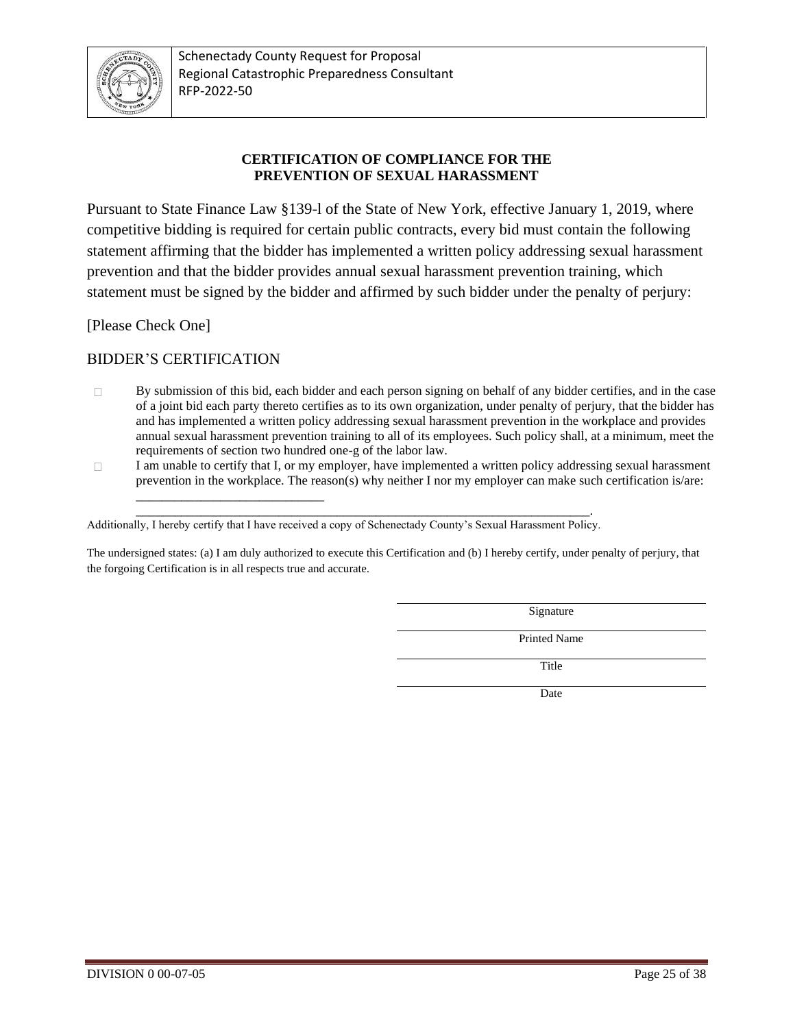**CERTIFICATION OF COMPLIANCE FOR THE PREVENTION OF SEXUAL HARASSMENT**

Pursuant to State Finance Law §139-l of the State of New York, effective January 1, 2019, where competitive bidding is required for certain public contracts, every bid must contain the following statement affirming that the bidder has implemented a written policy addressing sexual harassment prevention and that the bidder provides annual sexual harassment prevention training, which statement must be signed by the bidder and affirmed by such bidder under the penalty of perjury:

[Please Check One]

BIDDER'S CERTIFICATION

- ☐ By submission of this bid, each bidder and each person signing on behalf of any bidder certifies, and in the case of a joint bid each party thereto certifies as to its own organization, under penalty of perjury, that the bidder has and has implemented a written policy addressing sexual harassment prevention in the workplace and provides annual sexual harassment prevention training to all of its employees. Such policy shall, at a minimum, meet the requirements of section two hundred one-g of the labor law.
- ☐ I am unable to certify that I, or my employer, have implemented a written policy addressing sexual harassment prevention in the workplace. The reason(s) why neither I nor my employer can make such certification is/are: ____________________________ ___________________________________________________________________________.

Additionally, I hereby certify that I have received a copy of Schenectady County's Sexual Harassment Policy.

The undersigned states: (a) I am duly authorized to execute this Certification and (b) I hereby certify, under penalty of perjury, that the forgoing Certification is in all respects true and accurate.

______________________________
Signature

______________________________
Printed Name

______________________________
Title

______________________________
Date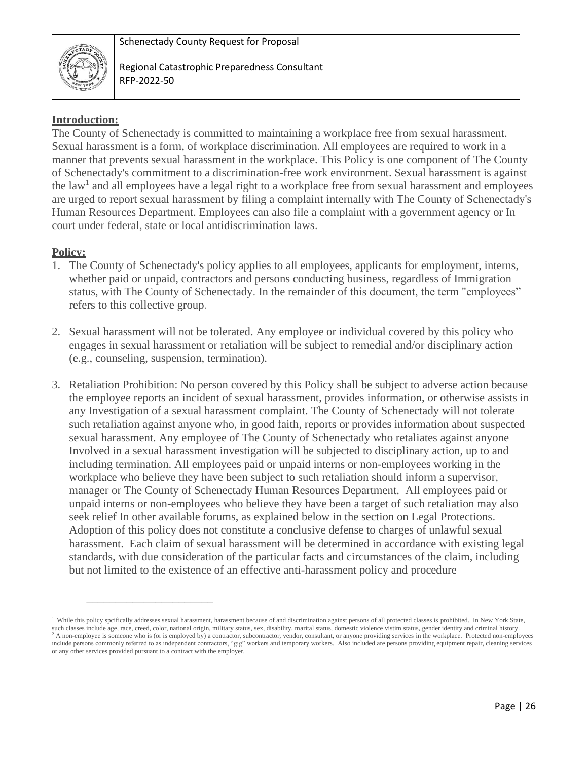**Introduction:**

The County of Schenectady is committed to maintaining a workplace free from sexual harassment. Sexual harassment is a form, of workplace discrimination. All employees are required to work in a manner that prevents sexual harassment in the workplace. This Policy is one component of The County of Schenectady's commitment to a discrimination-free work environment. Sexual harassment is against the law[1] and all employees have a legal right to a workplace free from sexual harassment and employees are urged to report sexual harassment by filing a complaint internally with The County of Schenectady's Human Resources Department. Employees can also file a complaint with a government agency or In court under federal, state or local antidiscrimination laws.

**Policy:**

1. The County of Schenectady's policy applies to all employees, applicants for employment, interns, whether paid or unpaid, contractors and persons conducting business, regardless of Immigration status, with The County of Schenectady. In the remainder of this document, the term "employees" refers to this collective group.

2. Sexual harassment will not be tolerated. Any employee or individual covered by this policy who engages in sexual harassment or retaliation will be subject to remedial and/or disciplinary action (e.g., counseling, suspension, termination).

3. Retaliation Prohibition: No person covered by this Policy shall be subject to adverse action because the employee reports an incident of sexual harassment, provides information, or otherwise assists in any Investigation of a sexual harassment complaint. The County of Schenectady will not tolerate such retaliation against anyone who, in good faith, reports or provides information about suspected sexual harassment. Any employee of The County of Schenectady who retaliates against anyone Involved in a sexual harassment investigation will be subjected to disciplinary action, up to and including termination. All employees paid or unpaid interns or non-employees working in the workplace who believe they have been subject to such retaliation should inform a supervisor, manager or The County of Schenectady Human Resources Department. All employees paid or unpaid interns or non-employees who believe they have been a target of such retaliation may also seek relief In other available forums, as explained below in the section on Legal Protections. Adoption of this policy does not constitute a conclusive defense to charges of unlawful sexual harassment. Each claim of sexual harassment will be determined in accordance with existing legal standards, with due consideration of the particular facts and circumstances of the claim, including but not limited to the existence of an effective anti-harassment policy and procedure

---

[1] While this policy spcifically addresses sexual harassment, harassment because of and discrimination against persons of all protected classes is prohibited. In New York State, such classes include age, race, creed, color, national origin, military status, sex, disability, marital status, domestic violence vistim status, gender identity and criminal history.

[2] A non-employee is someone who is (or is employed by) a contractor, subcontractor, vendor, consultant, or anyone providing services in the workplace. Protected non-employees include persons commonly referred to as independent contractors, "gig" workers and temporary workers. Also included are persons providing equipment repair, cleaning services or any other services provided pursuant to a contract with the employer.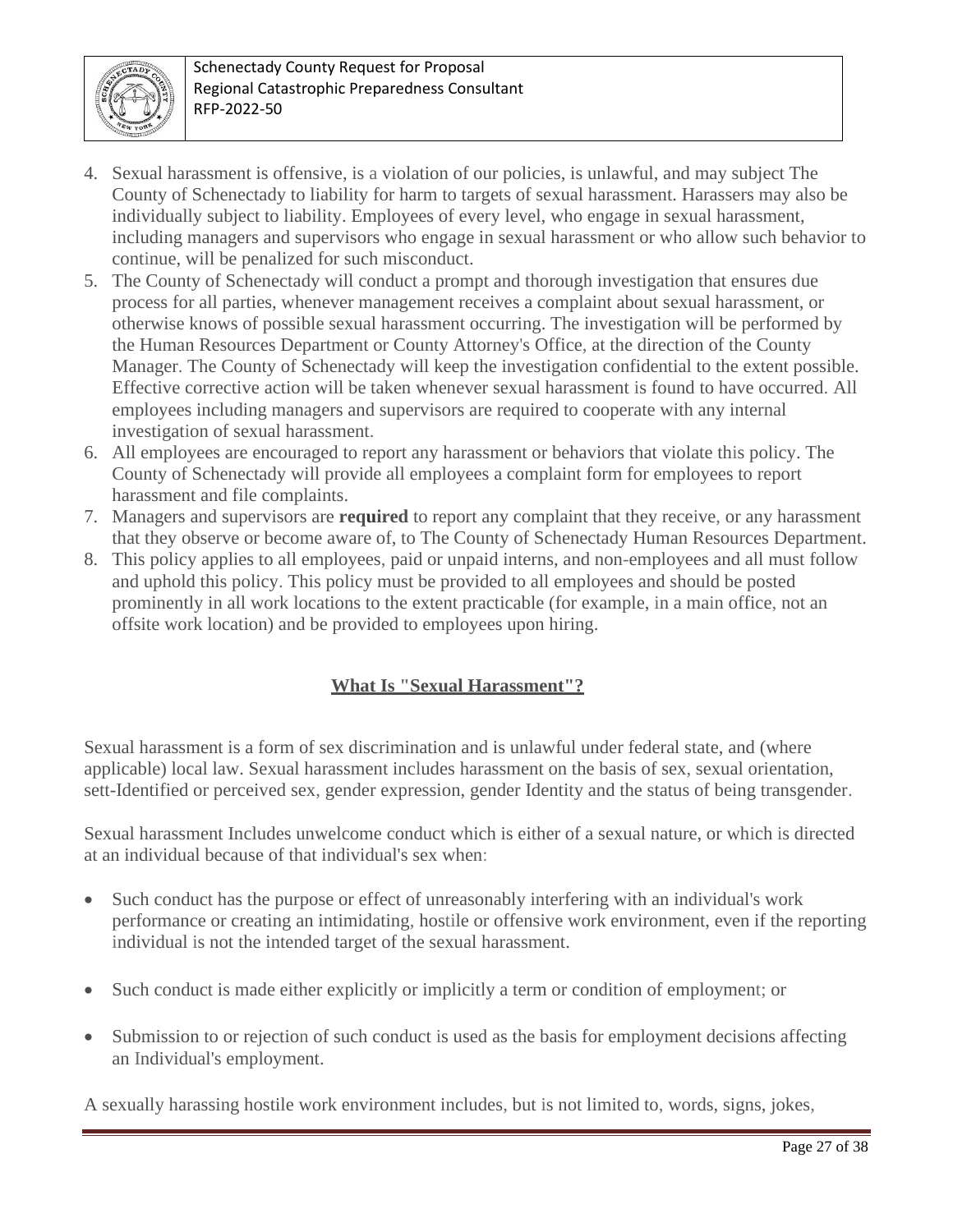4. Sexual harassment is offensive, is a violation of our policies, is unlawful, and may subject The County of Schenectady to liability for harm to targets of sexual harassment. Harassers may also be individually subject to liability. Employees of every level, who engage in sexual harassment, including managers and supervisors who engage in sexual harassment or who allow such behavior to continue, will be penalized for such misconduct.
5. The County of Schenectady will conduct a prompt and thorough investigation that ensures due process for all parties, whenever management receives a complaint about sexual harassment, or otherwise knows of possible sexual harassment occurring. The investigation will be performed by the Human Resources Department or County Attorney's Office, at the direction of the County Manager. The County of Schenectady will keep the investigation confidential to the extent possible. Effective corrective action will be taken whenever sexual harassment is found to have occurred. All employees including managers and supervisors are required to cooperate with any internal investigation of sexual harassment.
6. All employees are encouraged to report any harassment or behaviors that violate this policy. The County of Schenectady will provide all employees a complaint form for employees to report harassment and file complaints.
7. Managers and supervisors are **required** to report any complaint that they receive, or any harassment that they observe or become aware of, to The County of Schenectady Human Resources Department.
8. This policy applies to all employees, paid or unpaid interns, and non-employees and all must follow and uphold this policy. This policy must be provided to all employees and should be posted prominently in all work locations to the extent practicable (for example, in a main office, not an offsite work location) and be provided to employees upon hiring.

## What Is "Sexual Harassment"?

Sexual harassment is a form of sex discrimination and is unlawful under federal state, and (where applicable) local law. Sexual harassment includes harassment on the basis of sex, sexual orientation, sett-Identified or perceived sex, gender expression, gender Identity and the status of being transgender.

Sexual harassment Includes unwelcome conduct which is either of a sexual nature, or which is directed at an individual because of that individual's sex when:

- Such conduct has the purpose or effect of unreasonably interfering with an individual's work performance or creating an intimidating, hostile or offensive work environment, even if the reporting individual is not the intended target of the sexual harassment.
- Such conduct is made either explicitly or implicitly a term or condition of employment; or
- Submission to or rejection of such conduct is used as the basis for employment decisions affecting an Individual's employment.

A sexually harassing hostile work environment includes, but is not limited to, words, signs, jokes,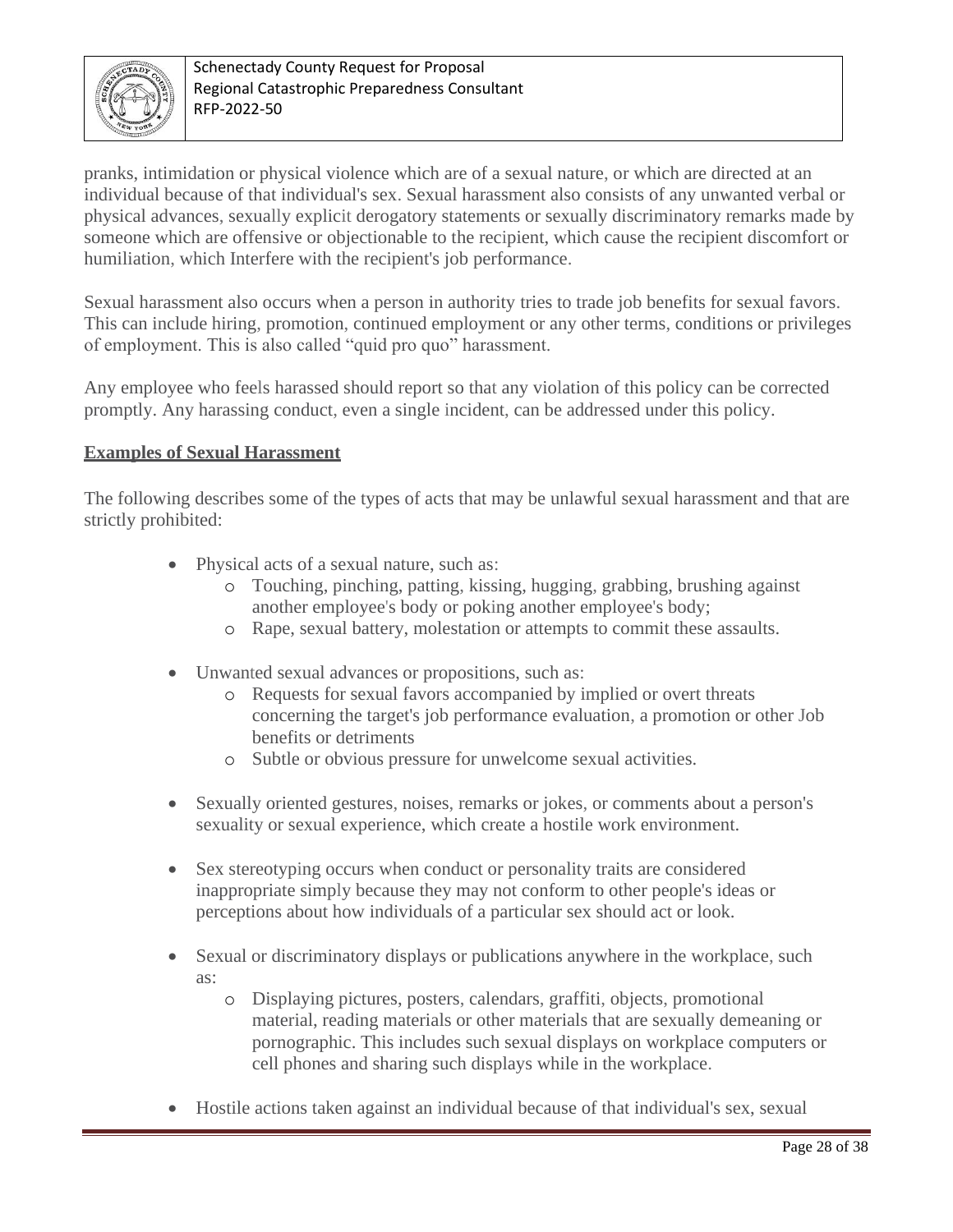pranks, intimidation or physical violence which are of a sexual nature, or which are directed at an individual because of that individual's sex. Sexual harassment also consists of any unwanted verbal or physical advances, sexually explicit derogatory statements or sexually discriminatory remarks made by someone which are offensive or objectionable to the recipient, which cause the recipient discomfort or humiliation, which Interfere with the recipient's job performance.

Sexual harassment also occurs when a person in authority tries to trade job benefits for sexual favors. This can include hiring, promotion, continued employment or any other terms, conditions or privileges of employment. This is also called "quid pro quo" harassment.

Any employee who feels harassed should report so that any violation of this policy can be corrected promptly. Any harassing conduct, even a single incident, can be addressed under this policy.

**Examples of Sexual Harassment**

The following describes some of the types of acts that may be unlawful sexual harassment and that are strictly prohibited:

- Physical acts of a sexual nature, such as:
  - Touching, pinching, patting, kissing, hugging, grabbing, brushing against another employee's body or poking another employee's body;
  - Rape, sexual battery, molestation or attempts to commit these assaults.
- Unwanted sexual advances or propositions, such as:
  - Requests for sexual favors accompanied by implied or overt threats concerning the target's job performance evaluation, a promotion or other Job benefits or detriments
  - Subtle or obvious pressure for unwelcome sexual activities.
- Sexually oriented gestures, noises, remarks or jokes, or comments about a person's sexuality or sexual experience, which create a hostile work environment.
- Sex stereotyping occurs when conduct or personality traits are considered inappropriate simply because they may not conform to other people's ideas or perceptions about how individuals of a particular sex should act or look.
- Sexual or discriminatory displays or publications anywhere in the workplace, such as:
  - Displaying pictures, posters, calendars, graffiti, objects, promotional material, reading materials or other materials that are sexually demeaning or pornographic. This includes such sexual displays on workplace computers or cell phones and sharing such displays while in the workplace.
- Hostile actions taken against an individual because of that individual's sex, sexual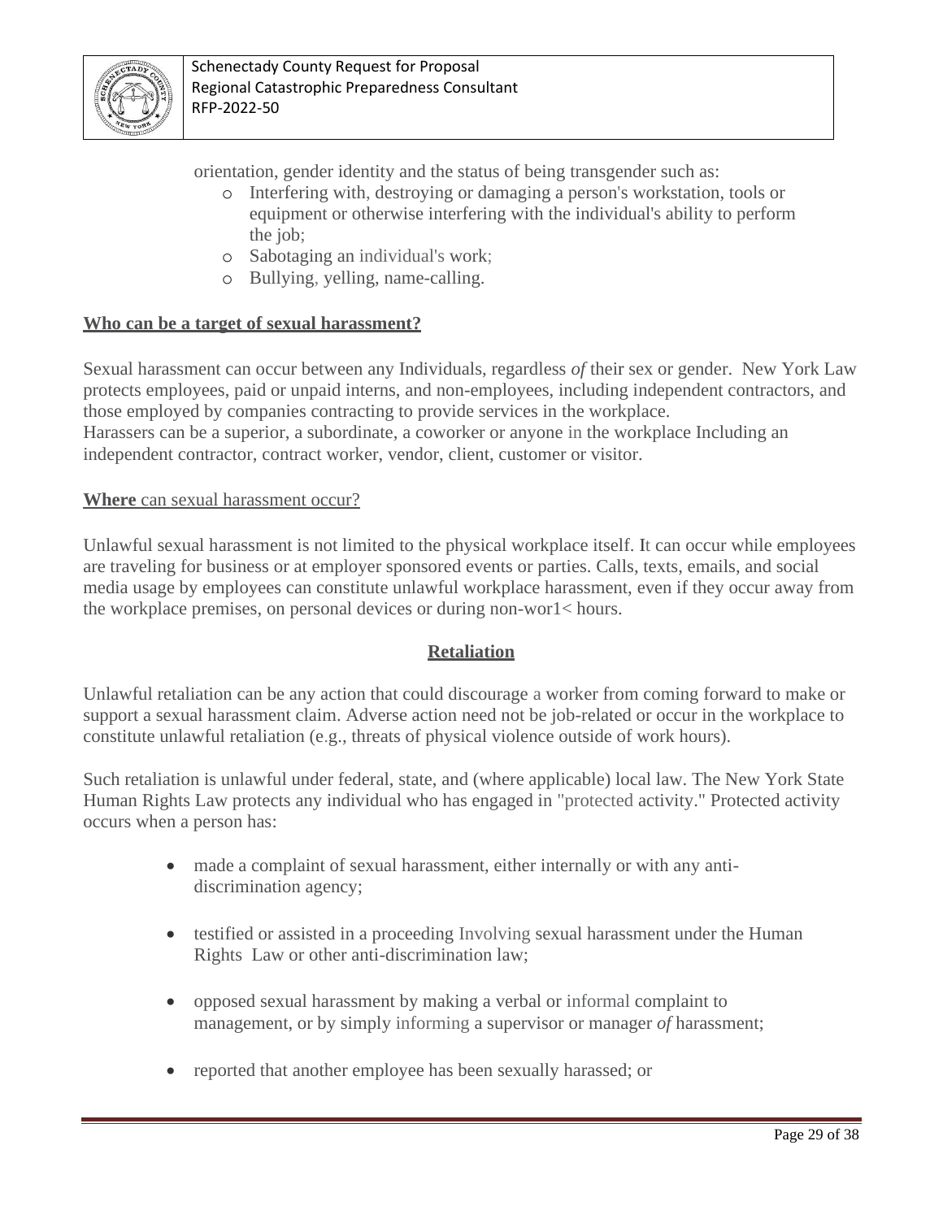orientation, gender identity and the status of being transgender such as:

- Interfering with, destroying or damaging a person's workstation, tools or equipment or otherwise interfering with the individual's ability to perform the job;
- Sabotaging an individual's work;
- Bullying, yelling, name-calling.

**Who can be a target of sexual harassment?**

Sexual harassment can occur between any Individuals, regardless *of* their sex or gender. New York Law protects employees, paid or unpaid interns, and non-employees, including independent contractors, and those employed by companies contracting to provide services in the workplace.
Harassers can be a superior, a subordinate, a coworker or anyone in the workplace Including an independent contractor, contract worker, vendor, client, customer or visitor.

**Where** can sexual harassment occur?

Unlawful sexual harassment is not limited to the physical workplace itself. It can occur while employees are traveling for business or at employer sponsored events or parties. Calls, texts, emails, and social media usage by employees can constitute unlawful workplace harassment, even if they occur away from the workplace premises, on personal devices or during non-wor1< hours.

**Retaliation**

Unlawful retaliation can be any action that could discourage a worker from coming forward to make or support a sexual harassment claim. Adverse action need not be job-related or occur in the workplace to constitute unlawful retaliation (e.g., threats of physical violence outside of work hours).

Such retaliation is unlawful under federal, state, and (where applicable) local law. The New York State Human Rights Law protects any individual who has engaged in "protected activity." Protected activity occurs when a person has:

- made a complaint of sexual harassment, either internally or with any anti-discrimination agency;
- testified or assisted in a proceeding Involving sexual harassment under the Human Rights Law or other anti-discrimination law;
- opposed sexual harassment by making a verbal or informal complaint to management, or by simply informing a supervisor or manager *of* harassment;
- reported that another employee has been sexually harassed; or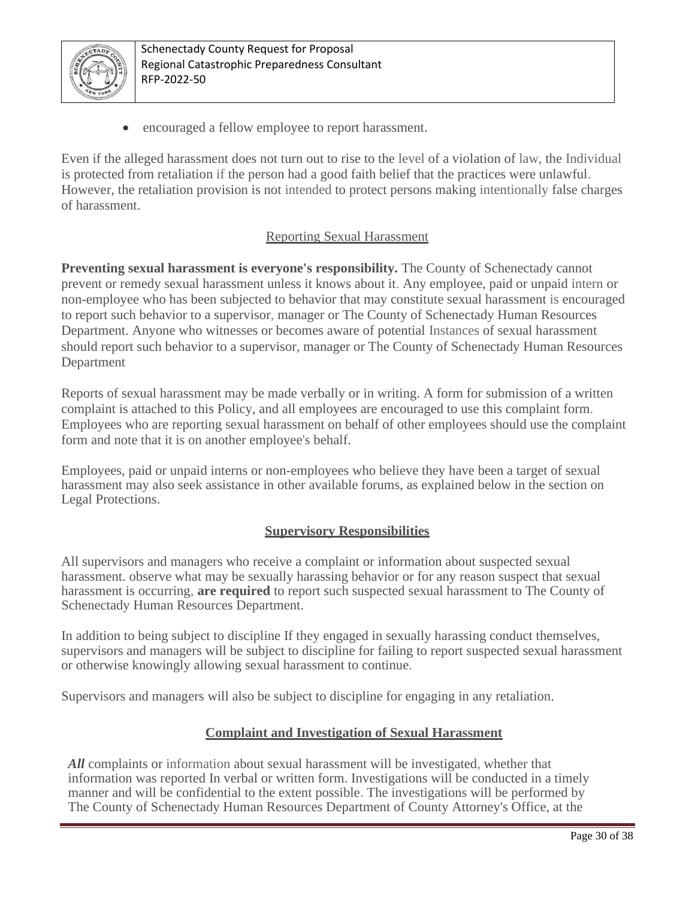- encouraged a fellow employee to report harassment.

Even if the alleged harassment does not turn out to rise to the level of a violation of law, the Individual is protected from retaliation if the person had a good faith belief that the practices were unlawful. However, the retaliation provision is not intended to protect persons making intentionally false charges of harassment.

## Reporting Sexual Harassment

**Preventing sexual harassment is everyone's responsibility.** The County of Schenectady cannot prevent or remedy sexual harassment unless it knows about it. Any employee, paid or unpaid intern or non-employee who has been subjected to behavior that may constitute sexual harassment is encouraged to report such behavior to a supervisor, manager or The County of Schenectady Human Resources Department. Anyone who witnesses or becomes aware of potential Instances of sexual harassment should report such behavior to a supervisor, manager or The County of Schenectady Human Resources Department

Reports of sexual harassment may be made verbally or in writing. A form for submission of a written complaint is attached to this Policy, and all employees are encouraged to use this complaint form. Employees who are reporting sexual harassment on behalf of other employees should use the complaint form and note that it is on another employee's behalf.

Employees, paid or unpaid interns or non-employees who believe they have been a target of sexual harassment may also seek assistance in other available forums, as explained below in the section on Legal Protections.

## Supervisory Responsibilities

All supervisors and managers who receive a complaint or information about suspected sexual harassment. observe what may be sexually harassing behavior or for any reason suspect that sexual harassment is occurring, **are required** to report such suspected sexual harassment to The County of Schenectady Human Resources Department.

In addition to being subject to discipline If they engaged in sexually harassing conduct themselves, supervisors and managers will be subject to discipline for failing to report suspected sexual harassment or otherwise knowingly allowing sexual harassment to continue.

Supervisors and managers will also be subject to discipline for engaging in any retaliation.

## Complaint and Investigation of Sexual Harassment

***All*** complaints or information about sexual harassment will be investigated, whether that information was reported In verbal or written form. Investigations will be conducted in a timely manner and will be confidential to the extent possible. The investigations will be performed by The County of Schenectady Human Resources Department of County Attorney's Office, at the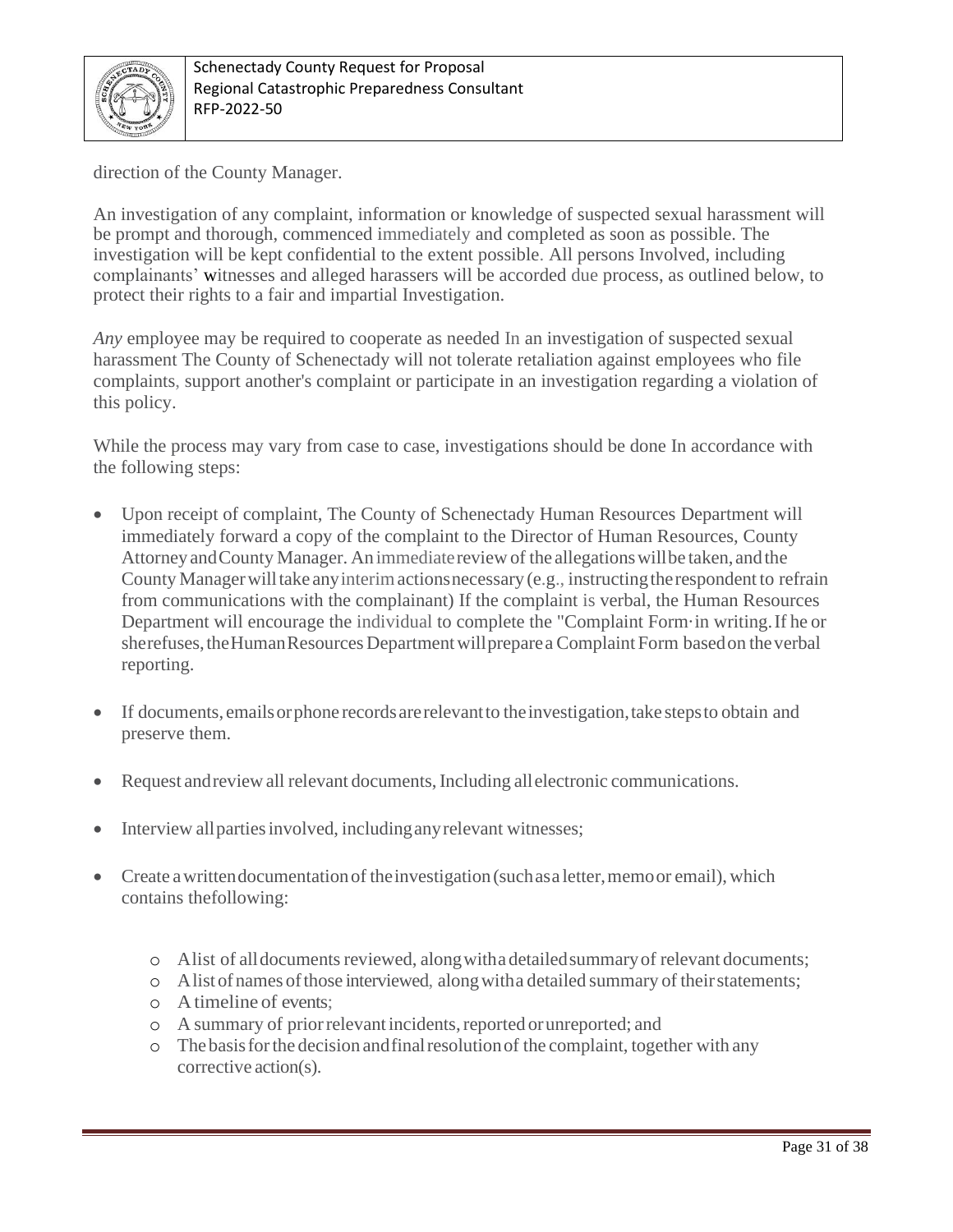direction of the County Manager.

An investigation of any complaint, information or knowledge of suspected sexual harassment will be prompt and thorough, commenced immediately and completed as soon as possible. The investigation will be kept confidential to the extent possible. All persons Involved, including complainants' witnesses and alleged harassers will be accorded due process, as outlined below, to protect their rights to a fair and impartial Investigation.

*Any* employee may be required to cooperate as needed In an investigation of suspected sexual harassment The County of Schenectady will not tolerate retaliation against employees who file complaints, support another's complaint or participate in an investigation regarding a violation of this policy.

While the process may vary from case to case, investigations should be done In accordance with the following steps:

- Upon receipt of complaint, The County of Schenectady Human Resources Department will immediately forward a copy of the complaint to the Director of Human Resources, County Attorney and County Manager. An immediate review of the allegations will be taken, and the County Manager will take any interim actions necessary (e.g., instructing the respondent to refrain from communications with the complainant) If the complaint is verbal, the Human Resources Department will encourage the individual to complete the "Complaint Form·in writing. If he or she refuses, the Human Resources Department will prepare a Complaint Form based on the verbal reporting.
- If documents, emails or phone records are relevant to the investigation, take steps to obtain and preserve them.
- Request and review all relevant documents, Including all electronic communications.
- Interview all parties involved, including any relevant witnesses;
- Create a written documentation of the investigation (such as a letter, memo or email), which contains the following:
  - A list of all documents reviewed, along with a detailed summary of relevant documents;
  - A list of names of those interviewed, along with a detailed summary of their statements;
  - A timeline of events;
  - A summary of prior relevant incidents, reported or unreported; and
  - The basis for the decision and final resolution of the complaint, together with any corrective action(s).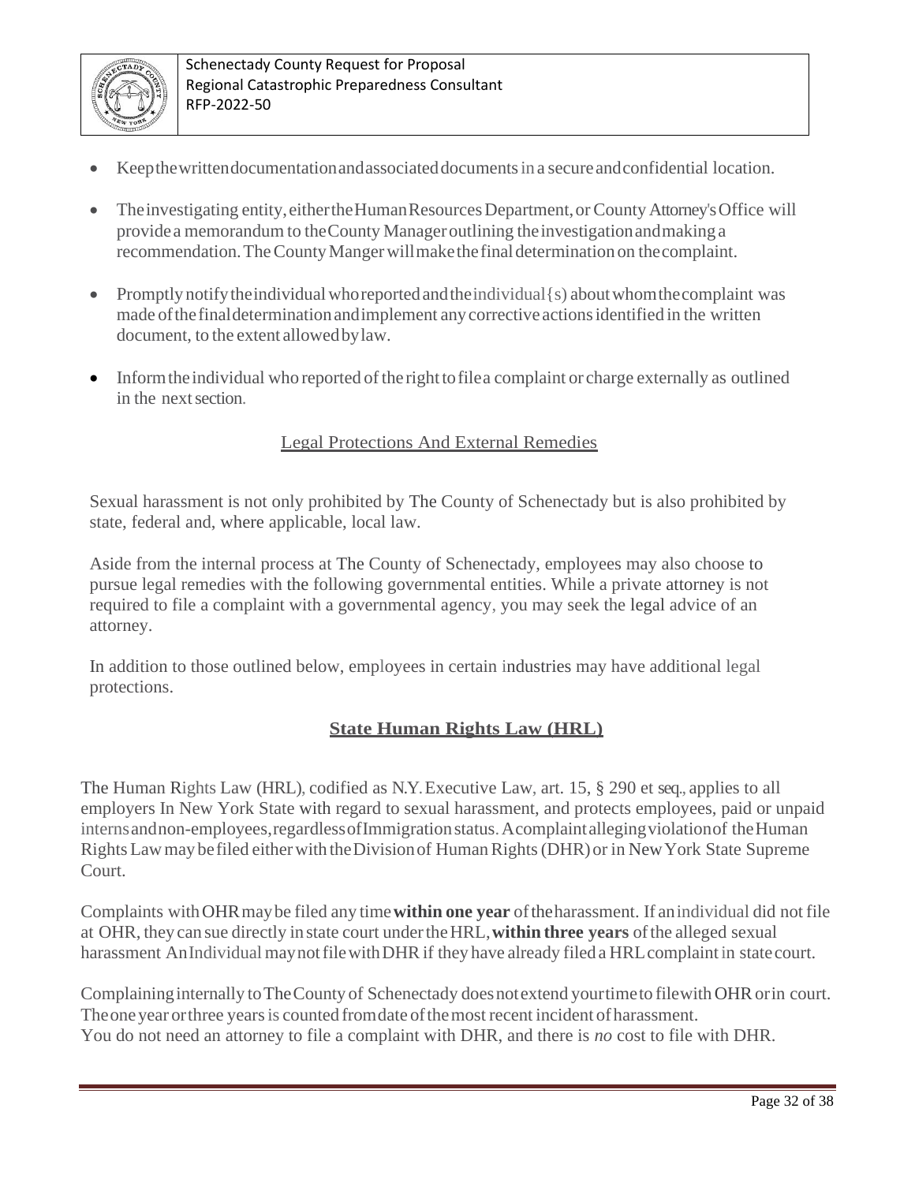- Keep the written documentation and associated documents in a secure and confidential location.
- The investigating entity, either the Human Resources Department, or County Attorney's Office will provide a memorandum to the County Manager outlining the investigation and making a recommendation. The County Manger will make the final determination on the complaint.
- Promptly notify the individual who reported and the individual{s) about whom the complaint was made of the final determination and implement any corrective actions identified in the written document, to the extent allowed by law.
- Inform the individual who reported of the right to file a complaint or charge externally as outlined in the next section.

## Legal Protections And External Remedies

Sexual harassment is not only prohibited by The County of Schenectady but is also prohibited by state, federal and, where applicable, local law.

Aside from the internal process at The County of Schenectady, employees may also choose to pursue legal remedies with the following governmental entities. While a private attorney is not required to file a complaint with a governmental agency, you may seek the legal advice of an attorney.

In addition to those outlined below, employees in certain industries may have additional legal protections.

## State Human Rights Law (HRL)

The Human Rights Law (HRL), codified as N.Y. Executive Law, art. 15, § 290 et seq., applies to all employers In New York State with regard to sexual harassment, and protects employees, paid or unpaid interns and non-employees, regardless of Immigration status. A complaint alleging violation of the Human Rights Law may be filed either with the Division of Human Rights (DHR) or in New York State Supreme Court.

Complaints with OHR may be filed any time **within one year** of the harassment. If an individual did not file at OHR, they can sue directly in state court under the HRL, **within three years** of the alleged sexual harassment An Individual may not file with DHR if they have already filed a HRL complaint in state court.

Complaining internally to The County of Schenectady does not extend your time to file with OHR or in court. The one year or three years is counted from date of the most recent incident of harassment.
You do not need an attorney to file a complaint with DHR, and there is *no* cost to file with DHR.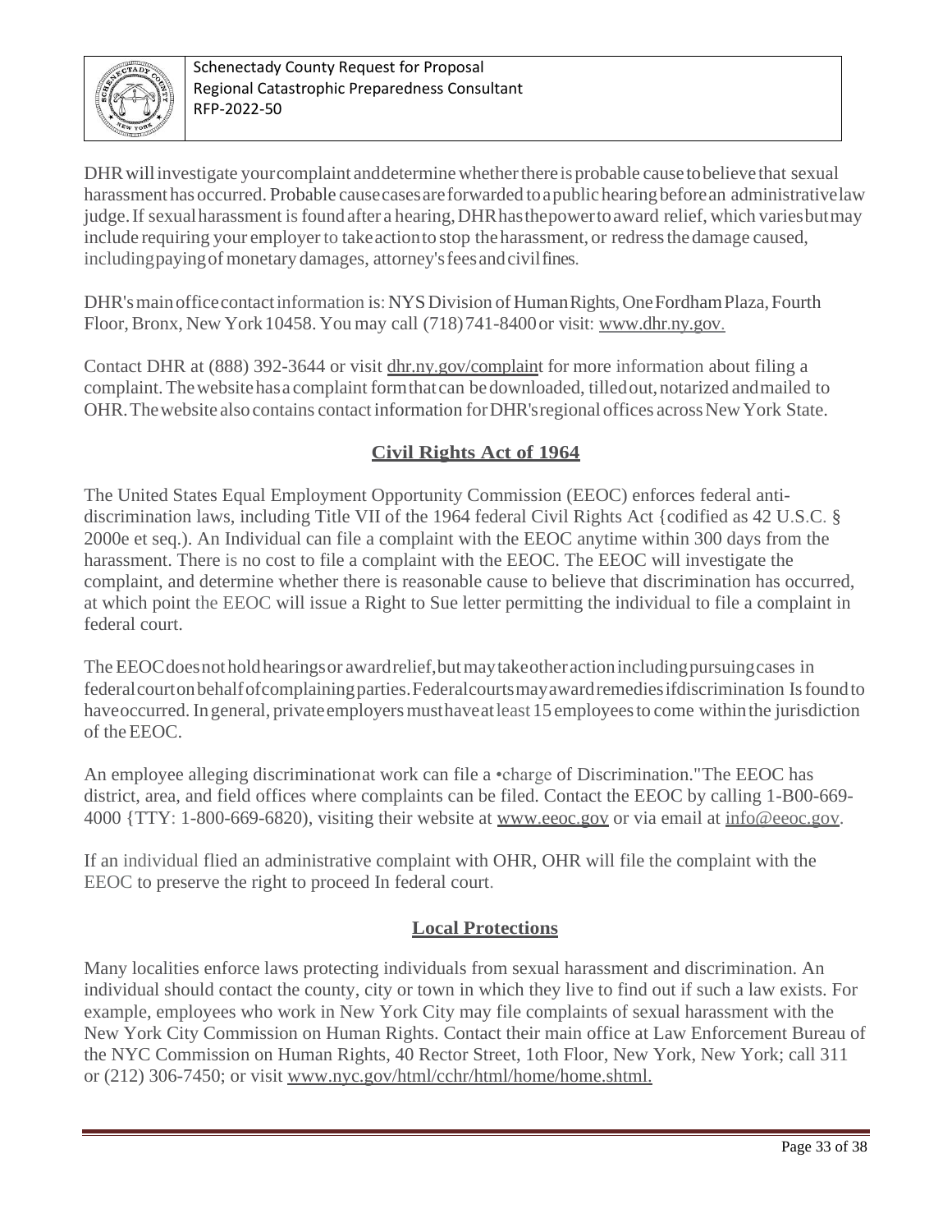DHR will investigate your complaint and determine whether there is probable cause to believe that sexual harassment has occurred. Probable cause cases are forwarded to a public hearing before an administrative law judge. If sexual harassment is found after a hearing, DHR has the power to award relief, which varies but may include requiring your employer to take action to stop the harassment, or redress the damage caused, including paying of monetary damages, attorney's fees and civil fines.

DHR's main office contact information is: NYS Division of Human Rights, One Fordham Plaza, Fourth Floor, Bronx, New York 10458. You may call (718) 741-8400 or visit: www.dhr.ny.gov.

Contact DHR at (888) 392-3644 or visit dhr.ny.gov/complaint for more information about filing a complaint. The website has a complaint form that can be downloaded, tilled out, notarized and mailed to OHR. The website also contains contact information for DHR's regional offices across New York State.

## Civil Rights Act of 1964

The United States Equal Employment Opportunity Commission (EEOC) enforces federal anti-discrimination laws, including Title VII of the 1964 federal Civil Rights Act {codified as 42 U.S.C. § 2000e et seq.). An Individual can file a complaint with the EEOC anytime within 300 days from the harassment. There is no cost to file a complaint with the EEOC. The EEOC will investigate the complaint, and determine whether there is reasonable cause to believe that discrimination has occurred, at which point the EEOC will issue a Right to Sue letter permitting the individual to file a complaint in federal court.

The EEOC does not hold hearings or award relief, but may take other action including pursuing cases in federal court on behalf of complaining parties. Federal courts may award remedies if discrimination Is found to have occurred. In general, private employers must have at least 15 employees to come within the jurisdiction of the EEOC.

An employee alleging discrimination at work can file a •charge of Discrimination."The EEOC has district, area, and field offices where complaints can be filed. Contact the EEOC by calling 1-B00-669-4000 {TTY: 1-800-669-6820), visiting their website at www.eeoc.gov or via email at info@eeoc.gov.

If an individual flied an administrative complaint with OHR, OHR will file the complaint with the EEOC to preserve the right to proceed In federal court.

## Local Protections

Many localities enforce laws protecting individuals from sexual harassment and discrimination. An individual should contact the county, city or town in which they live to find out if such a law exists. For example, employees who work in New York City may file complaints of sexual harassment with the New York City Commission on Human Rights. Contact their main office at Law Enforcement Bureau of the NYC Commission on Human Rights, 40 Rector Street, 1oth Floor, New York, New York; call 311 or (212) 306-7450; or visit www.nyc.gov/html/cchr/html/home/home.shtml.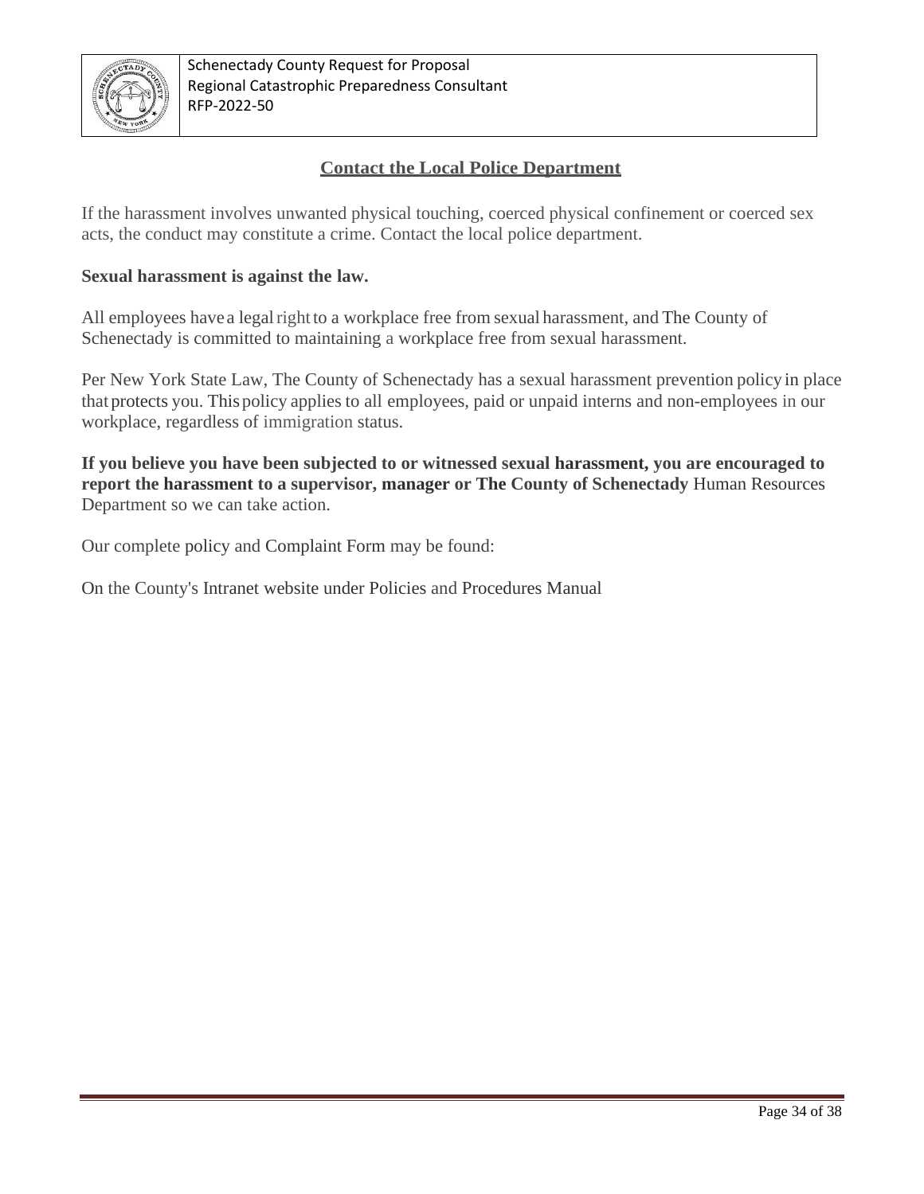## Contact the Local Police Department

If the harassment involves unwanted physical touching, coerced physical confinement or coerced sex acts, the conduct may constitute a crime. Contact the local police department.

**Sexual harassment is against the law.**

All employees have a legal right to a workplace free from sexual harassment, and The County of Schenectady is committed to maintaining a workplace free from sexual harassment.

Per New York State Law, The County of Schenectady has a sexual harassment prevention policy in place that protects you. This policy applies to all employees, paid or unpaid interns and non-employees in our workplace, regardless of immigration status.

**If you believe you have been subjected to or witnessed sexual harassment, you are encouraged to report the harassment to a supervisor, manager or The County of Schenectady** Human Resources Department so we can take action.

Our complete policy and Complaint Form may be found:

On the County's Intranet website under Policies and Procedures Manual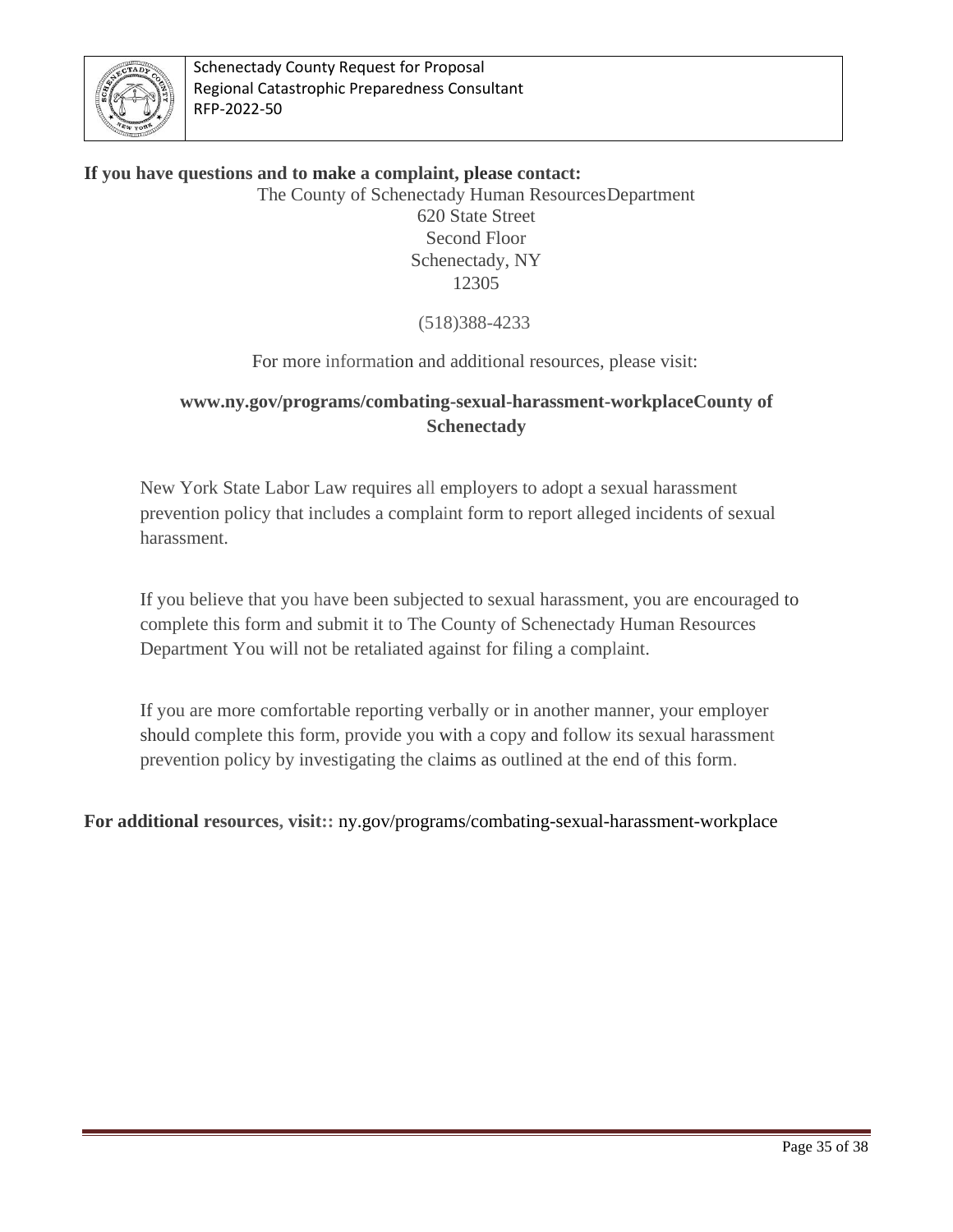**If you have questions and to make a complaint, please contact:**

The County of Schenectady Human Resources Department
620 State Street
Second Floor
Schenectady, NY
12305

(518)388-4233

For more information and additional resources, please visit:

**www.ny.gov/programs/combating-sexual-harassment-workplaceCounty of Schenectady**

New York State Labor Law requires all employers to adopt a sexual harassment prevention policy that includes a complaint form to report alleged incidents of sexual harassment.

If you believe that you have been subjected to sexual harassment, you are encouraged to complete this form and submit it to The County of Schenectady Human Resources Department You will not be retaliated against for filing a complaint.

If you are more comfortable reporting verbally or in another manner, your employer should complete this form, provide you with a copy and follow its sexual harassment prevention policy by investigating the claims as outlined at the end of this form.

**For additional resources, visit::** ny.gov/programs/combating-sexual-harassment-workplace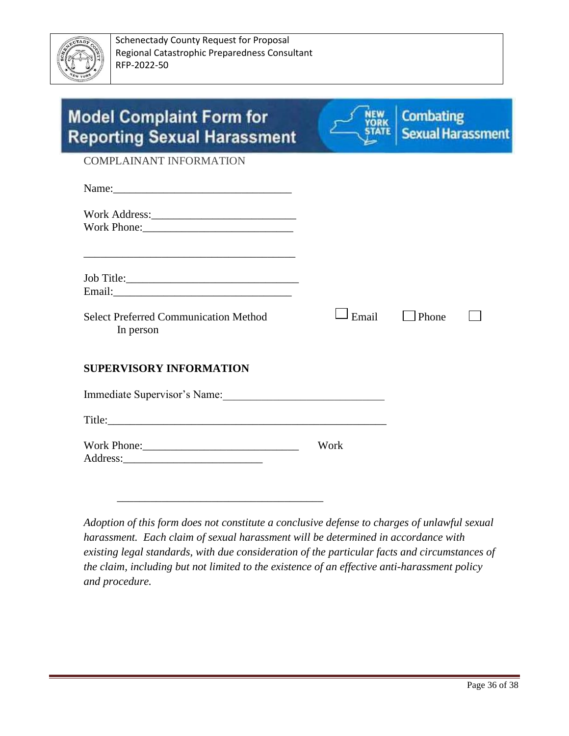# Model Complaint Form for Reporting Sexual Harassment

Combating Sexual Harassment

COMPLAINANT INFORMATION

Name:_______________________________

Work Address:_________________________
Work Phone:__________________________

_____________________________________

Job Title:______________________________
Email:_______________________________

Select Preferred Communication Method ☐ Email ☐ Phone ☐ In person

**SUPERVISORY INFORMATION**

Immediate Supervisor's Name:_____________________________

Title:____________________________________________________

Work Phone:___________________________ Work Address:________________________

___________________________________

*Adoption of this form does not constitute a conclusive defense to charges of unlawful sexual harassment. Each claim of sexual harassment will be determined in accordance with existing legal standards, with due consideration of the particular facts and circumstances of the claim, including but not limited to the existence of an effective anti-harassment policy and procedure.*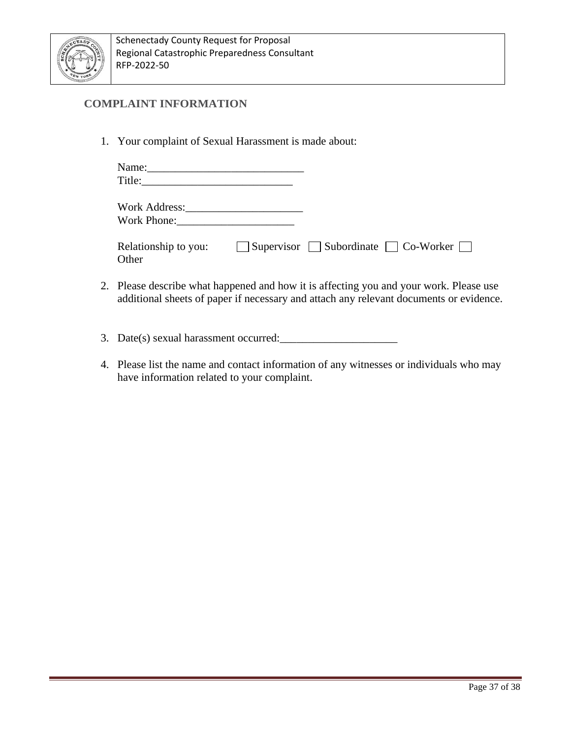## COMPLAINT INFORMATION

1. Your complaint of Sexual Harassment is made about:

   Name:___________________________
   Title:__________________________

   Work Address:_____________________
   Work Phone:_____________________

   Relationship to you: ☐ Supervisor ☐ Subordinate ☐ Co-Worker ☐ Other

2. Please describe what happened and how it is affecting you and your work. Please use additional sheets of paper if necessary and attach any relevant documents or evidence.

3. Date(s) sexual harassment occurred:_____________________

4. Please list the name and contact information of any witnesses or individuals who may have information related to your complaint.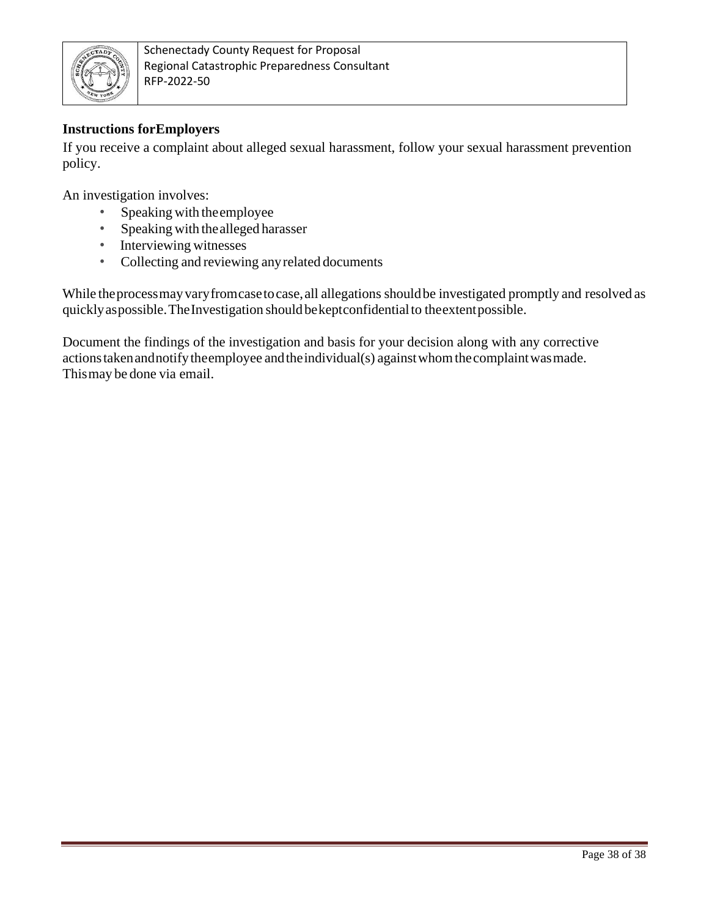### Instructions for Employers

If you receive a complaint about alleged sexual harassment, follow your sexual harassment prevention policy.

An investigation involves:

- Speaking with the employee
- Speaking with the alleged harasser
- Interviewing witnesses
- Collecting and reviewing any related documents

While the process may vary from case to case, all allegations should be investigated promptly and resolved as quickly as possible. The Investigation should be kept confidential to the extent possible.

Document the findings of the investigation and basis for your decision along with any corrective actions taken and notify the employee and the individual(s) against whom the complaint was made. This may be done via email.